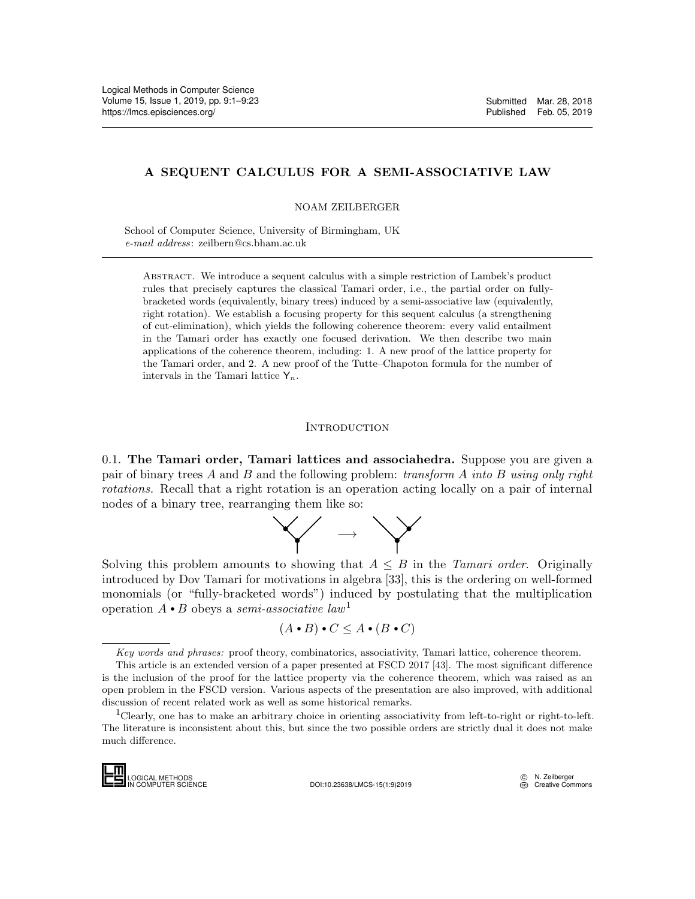# A SEQUENT CALCULUS FOR A SEMI-ASSOCIATIVE LAW

NOAM ZEILBERGER

School of Computer Science, University of Birmingham, UK
*e-mail address*: zeilbern@cs.bham.ac.uk

Abstract. We introduce a sequent calculus with a simple restriction of Lambek's product rules that precisely captures the classical Tamari order, i.e., the partial order on fully-bracketed words (equivalently, binary trees) induced by a semi-associative law (equivalently, right rotation). We establish a focusing property for this sequent calculus (a strengthening of cut-elimination), which yields the following coherence theorem: every valid entailment in the Tamari order has exactly one focused derivation. We then describe two main applications of the coherence theorem, including: 1. A new proof of the lattice property for the Tamari order, and 2. A new proof of the Tutte–Chapoton formula for the number of intervals in the Tamari lattice $\mathsf{Y}_n$.

## Introduction

0.1. **The Tamari order, Tamari lattices and associahedra.** Suppose you are given a pair of binary trees $A$ and $B$ and the following problem: *transform A into B using only right rotations.* Recall that a right rotation is an operation acting locally on a pair of internal nodes of a binary tree, rearranging them like so:

$$\longrightarrow$$

Solving this problem amounts to showing that $A \leq B$ in the *Tamari order*. Originally introduced by Dov Tamari for motivations in algebra [33], this is the ordering on well-formed monomials (or "fully-bracketed words") induced by postulating that the multiplication operation $A \bullet B$ obeys a *semi-associative law*[1]

$$(A \bullet B) \bullet C \leq A \bullet (B \bullet C)$$

---

*Key words and phrases:* proof theory, combinatorics, associativity, Tamari lattice, coherence theorem.

This article is an extended version of a paper presented at FSCD 2017 [43]. The most significant difference is the inclusion of the proof for the lattice property via the coherence theorem, which was raised as an open problem in the FSCD version. Various aspects of the presentation are also improved, with additional discussion of recent related work as well as some historical remarks.

[1] Clearly, one has to make an arbitrary choice in orienting associativity from left-to-right or right-to-left. The literature is inconsistent about this, but since the two possible orders are strictly dual it does not make much difference.

DOI:10.23638/LMCS-15(1:9)2019

© N. Zeilberger
Creative Commons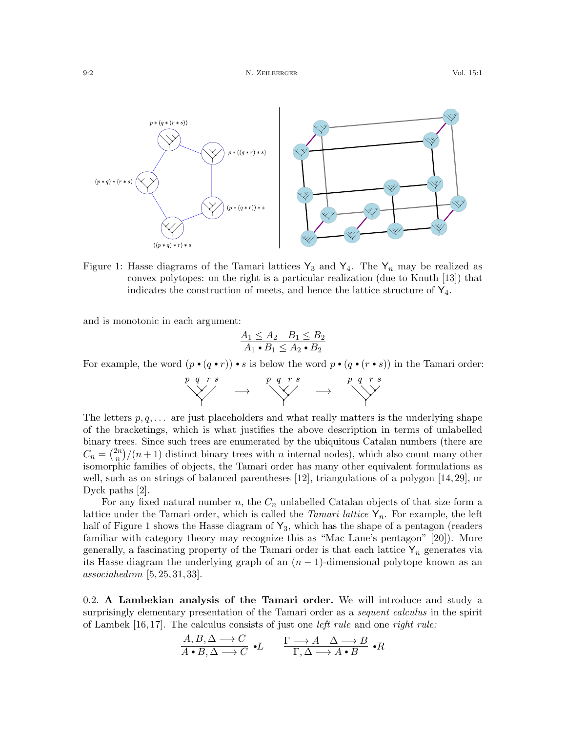Figure 1: Hasse diagrams of the Tamari lattices $\mathsf{Y}_3$ and $\mathsf{Y}_4$. The $\mathsf{Y}_n$ may be realized as convex polytopes: on the right is a particular realization (due to Knuth [13]) that indicates the construction of meets, and hence the lattice structure of $\mathsf{Y}_4$.

and is monotonic in each argument:

$$\frac{A_1 \le A_2 \quad B_1 \le B_2}{A_1 \bullet B_1 \le A_2 \bullet B_2}$$

For example, the word $(p \bullet (q \bullet r)) \bullet s$ is below the word $p \bullet (q \bullet (r \bullet s))$ in the Tamari order:

The letters $p, q, \ldots$ are just placeholders and what really matters is the underlying shape of the bracketings, which is what justifies the above description in terms of unlabelled binary trees. Since such trees are enumerated by the ubiquitous Catalan numbers (there are $C_n = \binom{2n}{n}/(n+1)$ distinct binary trees with $n$ internal nodes), which also count many other isomorphic families of objects, the Tamari order has many other equivalent formulations as well, such as on strings of balanced parentheses [12], triangulations of a polygon [14, 29], or Dyck paths [2].

For any fixed natural number $n$, the $C_n$ unlabelled Catalan objects of that size form a lattice under the Tamari order, which is called the *Tamari lattice* $\mathsf{Y}_n$. For example, the left half of Figure 1 shows the Hasse diagram of $\mathsf{Y}_3$, which has the shape of a pentagon (readers familiar with category theory may recognize this as "Mac Lane's pentagon" [20]). More generally, a fascinating property of the Tamari order is that each lattice $\mathsf{Y}_n$ generates via its Hasse diagram the underlying graph of an $(n-1)$-dimensional polytope known as an *associahedron* [5, 25, 31, 33].

0.2. **A Lambekian analysis of the Tamari order.** We will introduce and study a surprisingly elementary presentation of the Tamari order as a *sequent calculus* in the spirit of Lambek [16, 17]. The calculus consists of just one *left rule* and one *right rule:*

$$\frac{A, B, \Delta \longrightarrow C}{A \bullet B, \Delta \longrightarrow C} \bullet L \qquad \frac{\Gamma \longrightarrow A \quad \Delta \longrightarrow B}{\Gamma, \Delta \longrightarrow A \bullet B} \bullet R$$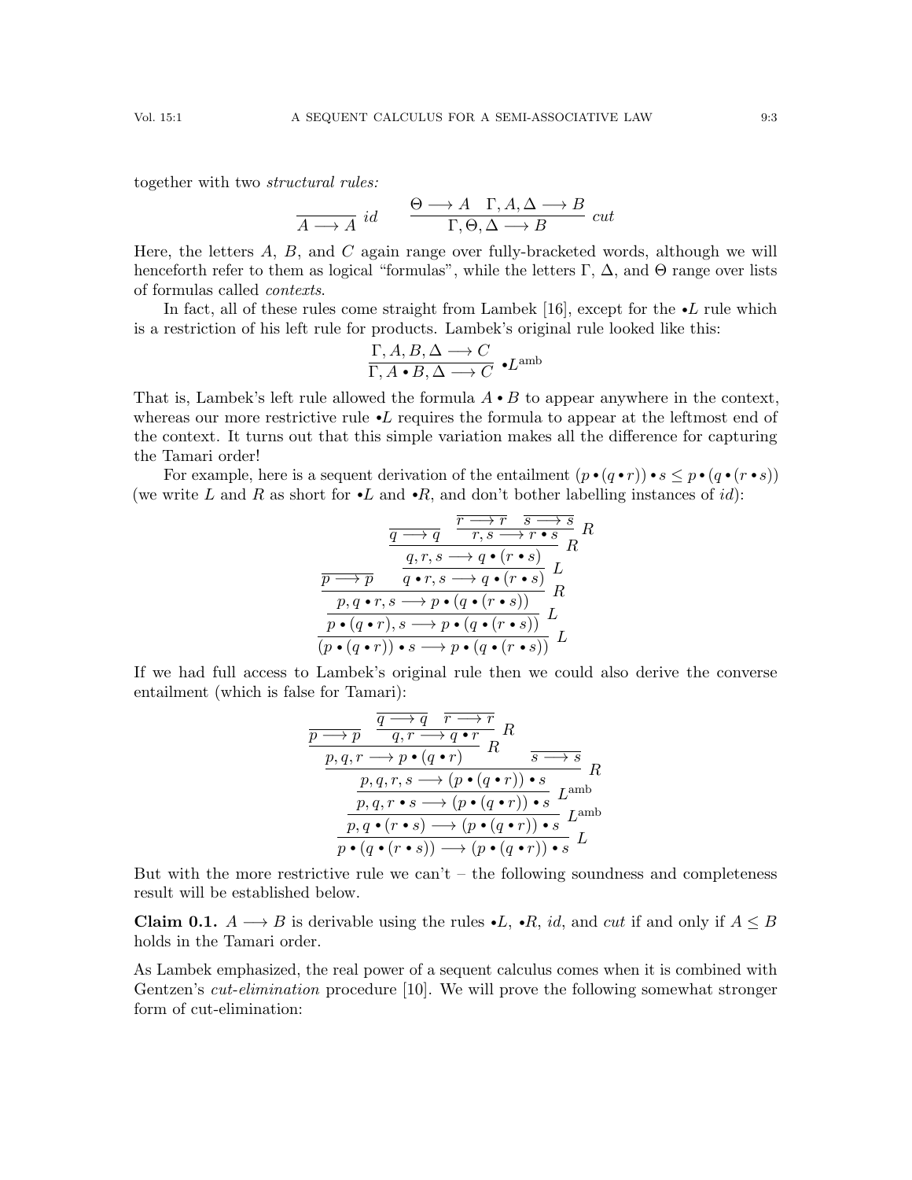together with two *structural rules:*

$$\frac{}{A \longrightarrow A}\ id \qquad \frac{\Theta \longrightarrow A \quad \Gamma, A, \Delta \longrightarrow B}{\Gamma, \Theta, \Delta \longrightarrow B}\ cut$$

Here, the letters $A$, $B$, and $C$ again range over fully-bracketed words, although we will henceforth refer to them as logical "formulas", while the letters $\Gamma$, $\Delta$, and $\Theta$ range over lists of formulas called *contexts*.

In fact, all of these rules come straight from Lambek [16], except for the $\bullet L$ rule which is a restriction of his left rule for products. Lambek's original rule looked like this:

$$\frac{\Gamma, A, B, \Delta \longrightarrow C}{\Gamma, A \bullet B, \Delta \longrightarrow C}\ \bullet L^{\text{amb}}$$

That is, Lambek's left rule allowed the formula $A \bullet B$ to appear anywhere in the context, whereas our more restrictive rule $\bullet L$ requires the formula to appear at the leftmost end of the context. It turns out that this simple variation makes all the difference for capturing the Tamari order!

For example, here is a sequent derivation of the entailment $(p \bullet (q \bullet r)) \bullet s \leq p \bullet (q \bullet (r \bullet s))$ (we write $L$ and $R$ as short for $\bullet L$ and $\bullet R$, and don't bother labelling instances of $id$):

$$\dfrac{\dfrac{\dfrac{\overline{p \longrightarrow p} \quad \dfrac{\dfrac{\overline{q \longrightarrow q} \quad \dfrac{\overline{r \longrightarrow r} \quad \overline{s \longrightarrow s}}{r, s \longrightarrow r \bullet s}\ R}{q, r, s \longrightarrow q \bullet (r \bullet s)}\ R}{q \bullet r, s \longrightarrow q \bullet (r \bullet s)}\ L}{p, q \bullet r, s \longrightarrow p \bullet (q \bullet (r \bullet s))}\ R}{\dfrac{p \bullet (q \bullet r), s \longrightarrow p \bullet (q \bullet (r \bullet s))}{(p \bullet (q \bullet r)) \bullet s \longrightarrow p \bullet (q \bullet (r \bullet s))}\ L}\ L$$

If we had full access to Lambek's original rule then we could also derive the converse entailment (which is false for Tamari):

$$\dfrac{\dfrac{\dfrac{\dfrac{\dfrac{\overline{p \longrightarrow p} \quad \dfrac{\overline{q \longrightarrow q} \quad \overline{r \longrightarrow r}}{q, r \longrightarrow q \bullet r}\ R}{p, q, r \longrightarrow p \bullet (q \bullet r)}\ R \quad \overline{s \longrightarrow s}}{p, q, r, s \longrightarrow (p \bullet (q \bullet r)) \bullet s}\ R}{p, q, r \bullet s \longrightarrow (p \bullet (q \bullet r)) \bullet s}\ L^{\text{amb}}}{p, q \bullet (r \bullet s) \longrightarrow (p \bullet (q \bullet r)) \bullet s}\ L^{\text{amb}}}{p \bullet (q \bullet (r \bullet s)) \longrightarrow (p \bullet (q \bullet r)) \bullet s}\ L$$

But with the more restrictive rule we can't – the following soundness and completeness result will be established below.

**Claim 0.1.** $A \longrightarrow B$ is derivable using the rules $\bullet L$, $\bullet R$, $id$, and $cut$ if and only if $A \leq B$ holds in the Tamari order.

As Lambek emphasized, the real power of a sequent calculus comes when it is combined with Gentzen's *cut-elimination* procedure [10]. We will prove the following somewhat stronger form of cut-elimination: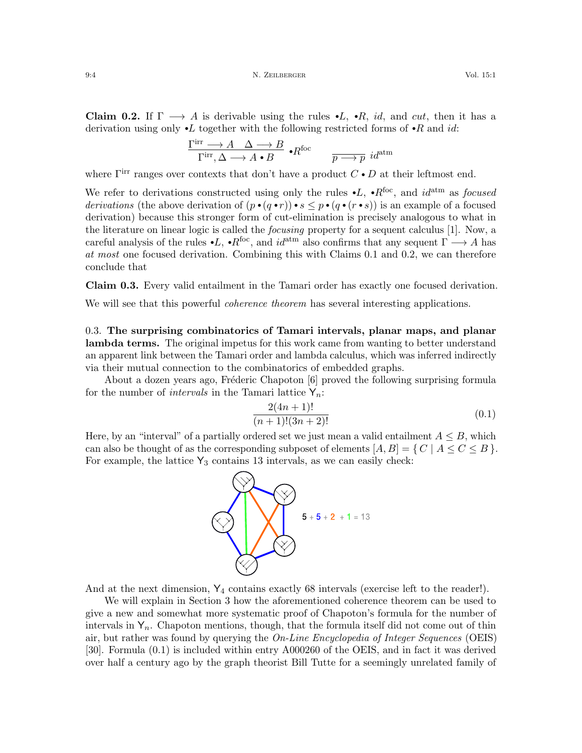**Claim 0.2.** If $\Gamma \longrightarrow A$ is derivable using the rules $\bullet L$, $\bullet R$, *id*, and *cut*, then it has a derivation using only $\bullet L$ together with the following restricted forms of $\bullet R$ and *id*:

$$\frac{\Gamma^{\text{irr}} \longrightarrow A \quad \Delta \longrightarrow B}{\Gamma^{\text{irr}}, \Delta \longrightarrow A \bullet B} \bullet R^{\text{foc}} \qquad \frac{}{p \longrightarrow p} \; id^{\text{atm}}$$

where $\Gamma^{\text{irr}}$ ranges over contexts that don't have a product $C \bullet D$ at their leftmost end.

We refer to derivations constructed using only the rules $\bullet L$, $\bullet R^{\text{foc}}$, and $id^{\text{atm}}$ as *focused derivations* (the above derivation of $(p \bullet (q \bullet r)) \bullet s \leq p \bullet (q \bullet (r \bullet s))$ is an example of a focused derivation) because this stronger form of cut-elimination is precisely analogous to what in the literature on linear logic is called the *focusing* property for a sequent calculus [1]. Now, a careful analysis of the rules $\bullet L$, $\bullet R^{\text{foc}}$, and $id^{\text{atm}}$ also confirms that any sequent $\Gamma \longrightarrow A$ has *at most* one focused derivation. Combining this with Claims 0.1 and 0.2, we can therefore conclude that

**Claim 0.3.** Every valid entailment in the Tamari order has exactly one focused derivation.

We will see that this powerful *coherence theorem* has several interesting applications.

0.3. **The surprising combinatorics of Tamari intervals, planar maps, and planar lambda terms.** The original impetus for this work came from wanting to better understand an apparent link between the Tamari order and lambda calculus, which was inferred indirectly via their mutual connection to the combinatorics of embedded graphs.

About a dozen years ago, Fréderic Chapoton [6] proved the following surprising formula for the number of *intervals* in the Tamari lattice $\mathsf{Y}_n$:

$$\frac{2(4n+1)!}{(n+1)!(3n+2)!} \tag{0.1}$$

Here, by an "interval" of a partially ordered set we just mean a valid entailment $A \leq B$, which can also be thought of as the corresponding subposet of elements $[A, B] = \{ C \mid A \leq C \leq B \}$. For example, the lattice $\mathsf{Y}_3$ contains 13 intervals, as we can easily check:

5 + 5 + 2 + 1 = 13

And at the next dimension, $\mathsf{Y}_4$ contains exactly 68 intervals (exercise left to the reader!).

We will explain in Section 3 how the aforementioned coherence theorem can be used to give a new and somewhat more systematic proof of Chapoton's formula for the number of intervals in $\mathsf{Y}_n$. Chapoton mentions, though, that the formula itself did not come out of thin air, but rather was found by querying the *On-Line Encyclopedia of Integer Sequences* (OEIS) [30]. Formula (0.1) is included within entry A000260 of the OEIS, and in fact it was derived over half a century ago by the graph theorist Bill Tutte for a seemingly unrelated family of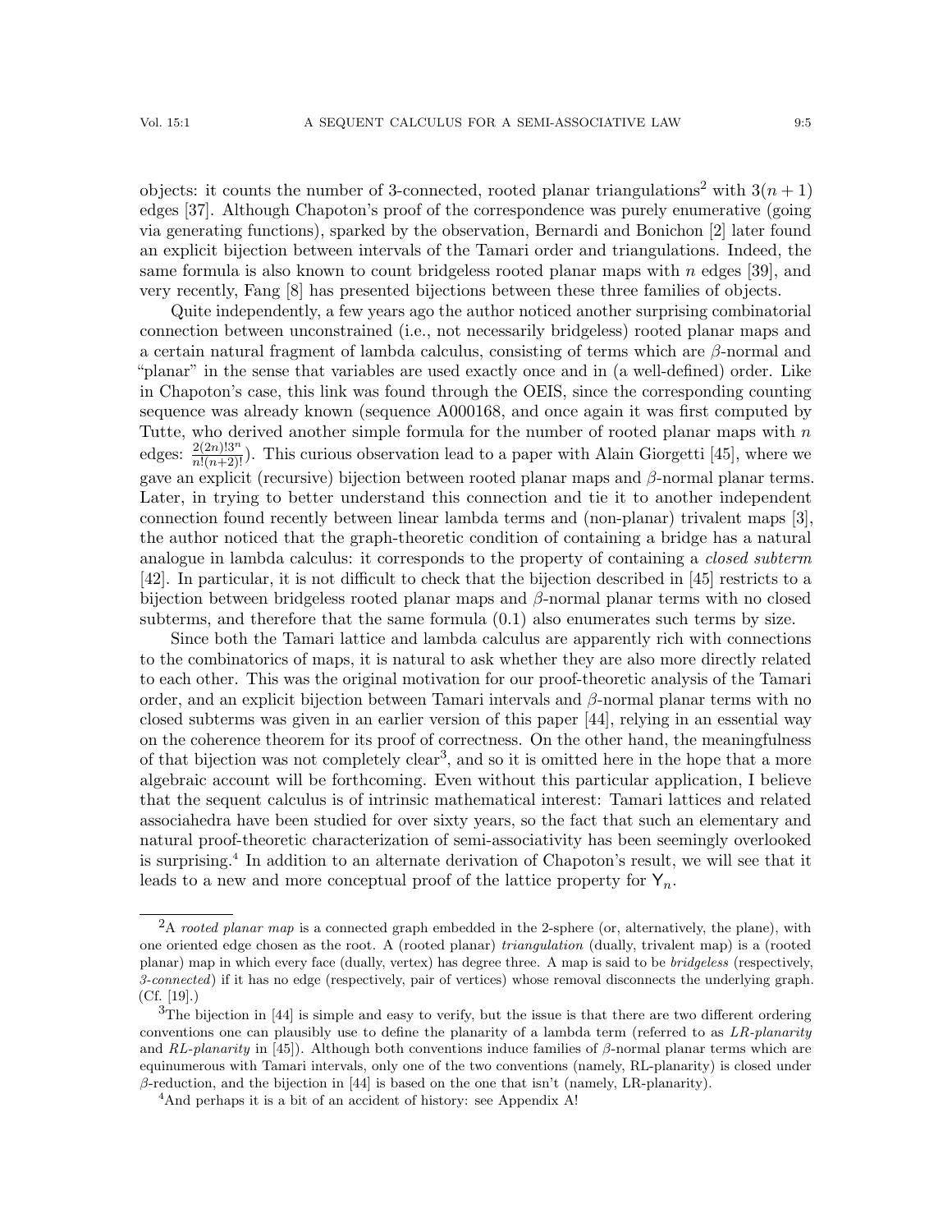objects: it counts the number of 3-connected, rooted planar triangulations[2] with $3(n+1)$ edges [37]. Although Chapoton's proof of the correspondence was purely enumerative (going via generating functions), sparked by the observation, Bernardi and Bonichon [2] later found an explicit bijection between intervals of the Tamari order and triangulations. Indeed, the same formula is also known to count bridgeless rooted planar maps with $n$ edges [39], and very recently, Fang [8] has presented bijections between these three families of objects.

Quite independently, a few years ago the author noticed another surprising combinatorial connection between unconstrained (i.e., not necessarily bridgeless) rooted planar maps and a certain natural fragment of lambda calculus, consisting of terms which are $\beta$-normal and "planar" in the sense that variables are used exactly once and in (a well-defined) order. Like in Chapoton's case, this link was found through the OEIS, since the corresponding counting sequence was already known (sequence A000168, and once again it was first computed by Tutte, who derived another simple formula for the number of rooted planar maps with $n$ edges: $\frac{2(2n)!3^n}{n!(n+2)!}$). This curious observation lead to a paper with Alain Giorgetti [45], where we gave an explicit (recursive) bijection between rooted planar maps and $\beta$-normal planar terms. Later, in trying to better understand this connection and tie it to another independent connection found recently between linear lambda terms and (non-planar) trivalent maps [3], the author noticed that the graph-theoretic condition of containing a bridge has a natural analogue in lambda calculus: it corresponds to the property of containing a *closed subterm* [42]. In particular, it is not difficult to check that the bijection described in [45] restricts to a bijection between bridgeless rooted planar maps and $\beta$-normal planar terms with no closed subterms, and therefore that the same formula (0.1) also enumerates such terms by size.

Since both the Tamari lattice and lambda calculus are apparently rich with connections to the combinatorics of maps, it is natural to ask whether they are also more directly related to each other. This was the original motivation for our proof-theoretic analysis of the Tamari order, and an explicit bijection between Tamari intervals and $\beta$-normal planar terms with no closed subterms was given in an earlier version of this paper [44], relying in an essential way on the coherence theorem for its proof of correctness. On the other hand, the meaningfulness of that bijection was not completely clear[3], and so it is omitted here in the hope that a more algebraic account will be forthcoming. Even without this particular application, I believe that the sequent calculus is of intrinsic mathematical interest: Tamari lattices and related associahedra have been studied for over sixty years, so the fact that such an elementary and natural proof-theoretic characterization of semi-associativity has been seemingly overlooked is surprising.[4] In addition to an alternate derivation of Chapoton's result, we will see that it leads to a new and more conceptual proof of the lattice property for $\mathsf{Y}_n$.

---

[2] A *rooted planar map* is a connected graph embedded in the 2-sphere (or, alternatively, the plane), with one oriented edge chosen as the root. A (rooted planar) *triangulation* (dually, *trivalent map*) is a (rooted planar) map in which every face (dually, vertex) has degree three. A map is said to be *bridgeless* (respectively, *3-connected*) if it has no edge (respectively, pair of vertices) whose removal disconnects the underlying graph. (Cf. [19].)

[3] The bijection in [44] is simple and easy to verify, but the issue is that there are two different ordering conventions one can plausibly use to define the planarity of a lambda term (referred to as *LR-planarity* and *RL-planarity* in [45]). Although both conventions induce families of $\beta$-normal planar terms which are equinumerous with Tamari intervals, only one of the two conventions (namely, RL-planarity) is closed under $\beta$-reduction, and the bijection in [44] is based on the one that isn't (namely, LR-planarity).

[4] And perhaps it is a bit of an accident of history: see Appendix A!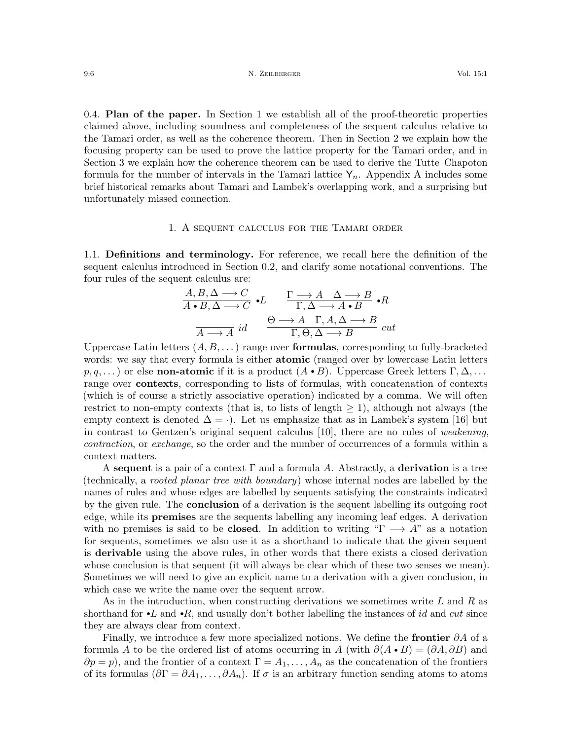0.4. **Plan of the paper.** In Section 1 we establish all of the proof-theoretic properties claimed above, including soundness and completeness of the sequent calculus relative to the Tamari order, as well as the coherence theorem. Then in Section 2 we explain how the focusing property can be used to prove the lattice property for the Tamari order, and in Section 3 we explain how the coherence theorem can be used to derive the Tutte–Chapoton formula for the number of intervals in the Tamari lattice $\mathsf{Y}_n$. Appendix A includes some brief historical remarks about Tamari and Lambek's overlapping work, and a surprising but unfortunately missed connection.

## 1. A sequent calculus for the Tamari order

1.1. **Definitions and terminology.** For reference, we recall here the definition of the sequent calculus introduced in Section 0.2, and clarify some notational conventions. The four rules of the sequent calculus are:

$$\frac{A, B, \Delta \longrightarrow C}{A \bullet B, \Delta \longrightarrow C} \bullet L \qquad \frac{\Gamma \longrightarrow A \quad \Delta \longrightarrow B}{\Gamma, \Delta \longrightarrow A \bullet B} \bullet R$$

$$\frac{}{A \longrightarrow A}\ id \qquad \frac{\Theta \longrightarrow A \quad \Gamma, A, \Delta \longrightarrow B}{\Gamma, \Theta, \Delta \longrightarrow B}\ cut$$

Uppercase Latin letters $(A, B, \dots)$ range over **formulas**, corresponding to fully-bracketed words: we say that every formula is either **atomic** (ranged over by lowercase Latin letters $p, q, \dots$) or else **non-atomic** if it is a product $(A \bullet B)$. Uppercase Greek letters $\Gamma, \Delta, \dots$ range over **contexts**, corresponding to lists of formulas, with concatenation of contexts (which is of course a strictly associative operation) indicated by a comma. We will often restrict to non-empty contexts (that is, to lists of length $\geq 1$), although not always (the empty context is denoted $\Delta = \cdot$). Let us emphasize that as in Lambek's system [16] but in contrast to Gentzen's original sequent calculus [10], there are no rules of *weakening*, *contraction*, or *exchange*, so the order and the number of occurrences of a formula within a context matters.

A **sequent** is a pair of a context $\Gamma$ and a formula $A$. Abstractly, a **derivation** is a tree (technically, a *rooted planar tree with boundary*) whose internal nodes are labelled by the names of rules and whose edges are labelled by sequents satisfying the constraints indicated by the given rule. The **conclusion** of a derivation is the sequent labelling its outgoing root edge, while its **premises** are the sequents labelling any incoming leaf edges. A derivation with no premises is said to be **closed**. In addition to writing "$\Gamma \longrightarrow A$" as a notation for sequents, sometimes we also use it as a shorthand to indicate that the given sequent is **derivable** using the above rules, in other words that there exists a closed derivation whose conclusion is that sequent (it will always be clear which of these two senses we mean). Sometimes we will need to give an explicit name to a derivation with a given conclusion, in which case we write the name over the sequent arrow.

As in the introduction, when constructing derivations we sometimes write $L$ and $R$ as shorthand for $\bullet L$ and $\bullet R$, and usually don't bother labelling the instances of *id* and *cut* since they are always clear from context.

Finally, we introduce a few more specialized notions. We define the **frontier** $\partial A$ of a formula $A$ to be the ordered list of atoms occurring in $A$ (with $\partial(A \bullet B) = (\partial A, \partial B)$ and $\partial p = p$), and the frontier of a context $\Gamma = A_1, \dots, A_n$ as the concatenation of the frontiers of its formulas ($\partial\Gamma = \partial A_1, \dots, \partial A_n$). If $\sigma$ is an arbitrary function sending atoms to atoms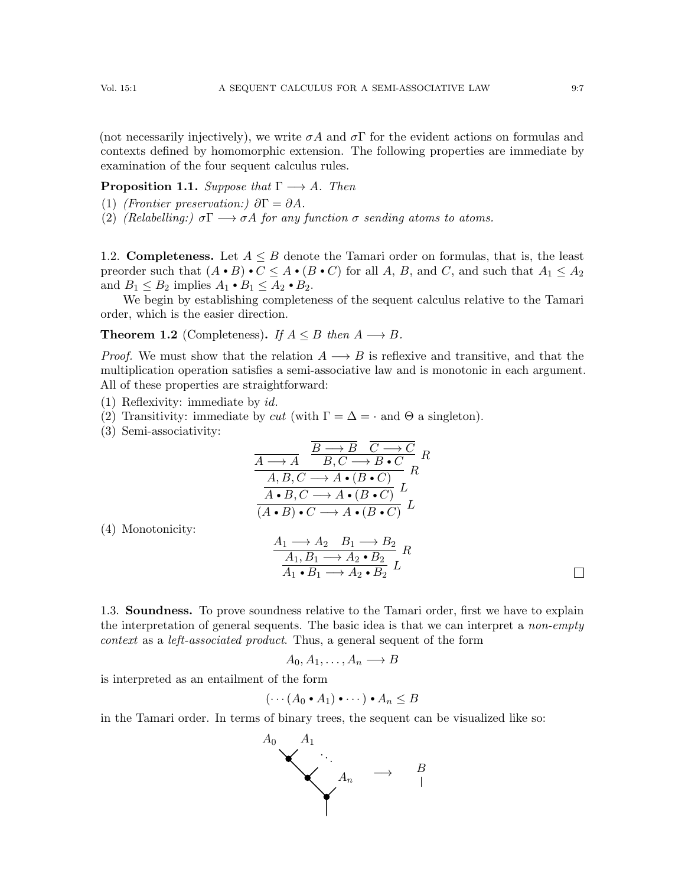(not necessarily injectively), we write $\sigma A$ and $\sigma\Gamma$ for the evident actions on formulas and contexts defined by homomorphic extension. The following properties are immediate by examination of the four sequent calculus rules.

**Proposition 1.1.** *Suppose that $\Gamma \longrightarrow A$. Then*

1. *(Frontier preservation:) $\partial\Gamma = \partial A$.*
2. *(Relabelling:) $\sigma\Gamma \longrightarrow \sigma A$ for any function $\sigma$ sending atoms to atoms.*

### 1.2. Completeness.

Let $A \leq B$ denote the Tamari order on formulas, that is, the least preorder such that $(A \bullet B) \bullet C \leq A \bullet (B \bullet C)$ for all $A$, $B$, and $C$, and such that $A_1 \leq A_2$ and $B_1 \leq B_2$ implies $A_1 \bullet B_1 \leq A_2 \bullet B_2$.

We begin by establishing completeness of the sequent calculus relative to the Tamari order, which is the easier direction.

**Theorem 1.2** (Completeness)**.** *If $A \leq B$ then $A \longrightarrow B$.*

*Proof.* We must show that the relation $A \longrightarrow B$ is reflexive and transitive, and that the multiplication operation satisfies a semi-associative law and is monotonic in each argument. All of these properties are straightforward:

1. Reflexivity: immediate by *id*.
2. Transitivity: immediate by *cut* (with $\Gamma = \Delta = \cdot$ and $\Theta$ a singleton).
3. Semi-associativity:

$$\dfrac{\dfrac{\dfrac{\overline{A \longrightarrow A} \quad \dfrac{\overline{B \longrightarrow B} \quad \overline{C \longrightarrow C}}{B, C \longrightarrow B \bullet C}\, R}{A, B, C \longrightarrow A \bullet (B \bullet C)}\, R}{A \bullet B, C \longrightarrow A \bullet (B \bullet C)}\, L}{(A \bullet B) \bullet C \longrightarrow A \bullet (B \bullet C)}\, L$$

4. Monotonicity:

$$\dfrac{\dfrac{A_1 \longrightarrow A_2 \quad B_1 \longrightarrow B_2}{A_1, B_1 \longrightarrow A_2 \bullet B_2}\, R}{A_1 \bullet B_1 \longrightarrow A_2 \bullet B_2}\, L$$

$\square$

### 1.3. Soundness.

To prove soundness relative to the Tamari order, first we have to explain the interpretation of general sequents. The basic idea is that we can interpret a *non-empty context* as a *left-associated product*. Thus, a general sequent of the form

$$A_0, A_1, \ldots, A_n \longrightarrow B$$

is interpreted as an entailment of the form

$$(\cdots(A_0 \bullet A_1) \bullet \cdots) \bullet A_n \leq B$$

in the Tamari order. In terms of binary trees, the sequent can be visualized like so: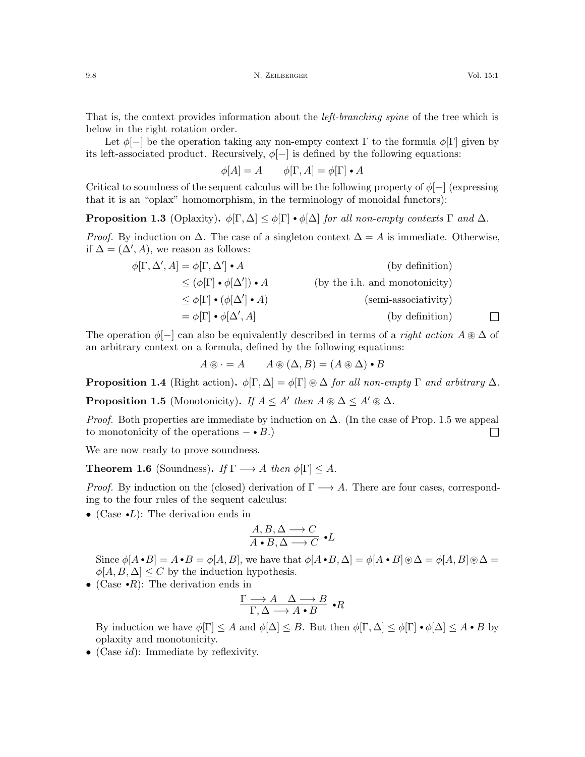That is, the context provides information about the *left-branching spine* of the tree which is below in the right rotation order.

Let $\phi[-]$ be the operation taking any non-empty context $\Gamma$ to the formula $\phi[\Gamma]$ given by its left-associated product. Recursively, $\phi[-]$ is defined by the following equations:

$$\phi[A] = A \qquad \phi[\Gamma, A] = \phi[\Gamma] \bullet A$$

Critical to soundness of the sequent calculus will be the following property of $\phi[-]$ (expressing that it is an "oplax" homomorphism, in the terminology of monoidal functors):

**Proposition 1.3** (Oplaxity)**.** *$\phi[\Gamma, \Delta] \leq \phi[\Gamma] \bullet \phi[\Delta]$ for all non-empty contexts $\Gamma$ and $\Delta$.*

*Proof.* By induction on $\Delta$. The case of a singleton context $\Delta = A$ is immediate. Otherwise, if $\Delta = (\Delta', A)$, we reason as follows:

$$\begin{aligned}
\phi[\Gamma, \Delta', A] &= \phi[\Gamma, \Delta'] \bullet A && \text{(by definition)} \\
&\leq (\phi[\Gamma] \bullet \phi[\Delta']) \bullet A && \text{(by the i.h. and monotonicity)} \\
&\leq \phi[\Gamma] \bullet (\phi[\Delta'] \bullet A) && \text{(semi-associativity)} \\
&= \phi[\Gamma] \bullet \phi[\Delta', A] && \text{(by definition)}
\end{aligned}$$

□

The operation $\phi[-]$ can also be equivalently described in terms of a *right action* $A \circledast \Delta$ of an arbitrary context on a formula, defined by the following equations:

$$A \circledast \cdot = A \qquad A \circledast (\Delta, B) = (A \circledast \Delta) \bullet B$$

**Proposition 1.4** (Right action)**.** *$\phi[\Gamma, \Delta] = \phi[\Gamma] \circledast \Delta$ for all non-empty $\Gamma$ and arbitrary $\Delta$.*

**Proposition 1.5** (Monotonicity)**.** *If $A \leq A'$ then $A \circledast \Delta \leq A' \circledast \Delta$.*

*Proof.* Both properties are immediate by induction on $\Delta$. (In the case of Prop. 1.5 we appeal to monotonicity of the operations $- \bullet B$.) □

We are now ready to prove soundness.

**Theorem 1.6** (Soundness)**.** *If $\Gamma \longrightarrow A$ then $\phi[\Gamma] \leq A$.*

*Proof.* By induction on the (closed) derivation of $\Gamma \longrightarrow A$. There are four cases, corresponding to the four rules of the sequent calculus:

- (Case $\bullet L$): The derivation ends in

$$\frac{A, B, \Delta \longrightarrow C}{A \bullet B, \Delta \longrightarrow C} \bullet L$$

  Since $\phi[A \bullet B] = A \bullet B = \phi[A, B]$, we have that $\phi[A \bullet B, \Delta] = \phi[A \bullet B] \circledast \Delta = \phi[A, B] \circledast \Delta = \phi[A, B, \Delta] \leq C$ by the induction hypothesis.
- (Case $\bullet R$): The derivation ends in

$$\frac{\Gamma \longrightarrow A \quad \Delta \longrightarrow B}{\Gamma, \Delta \longrightarrow A \bullet B} \bullet R$$

  By induction we have $\phi[\Gamma] \leq A$ and $\phi[\Delta] \leq B$. But then $\phi[\Gamma, \Delta] \leq \phi[\Gamma] \bullet \phi[\Delta] \leq A \bullet B$ by oplaxity and monotonicity.
- (Case $id$): Immediate by reflexivity.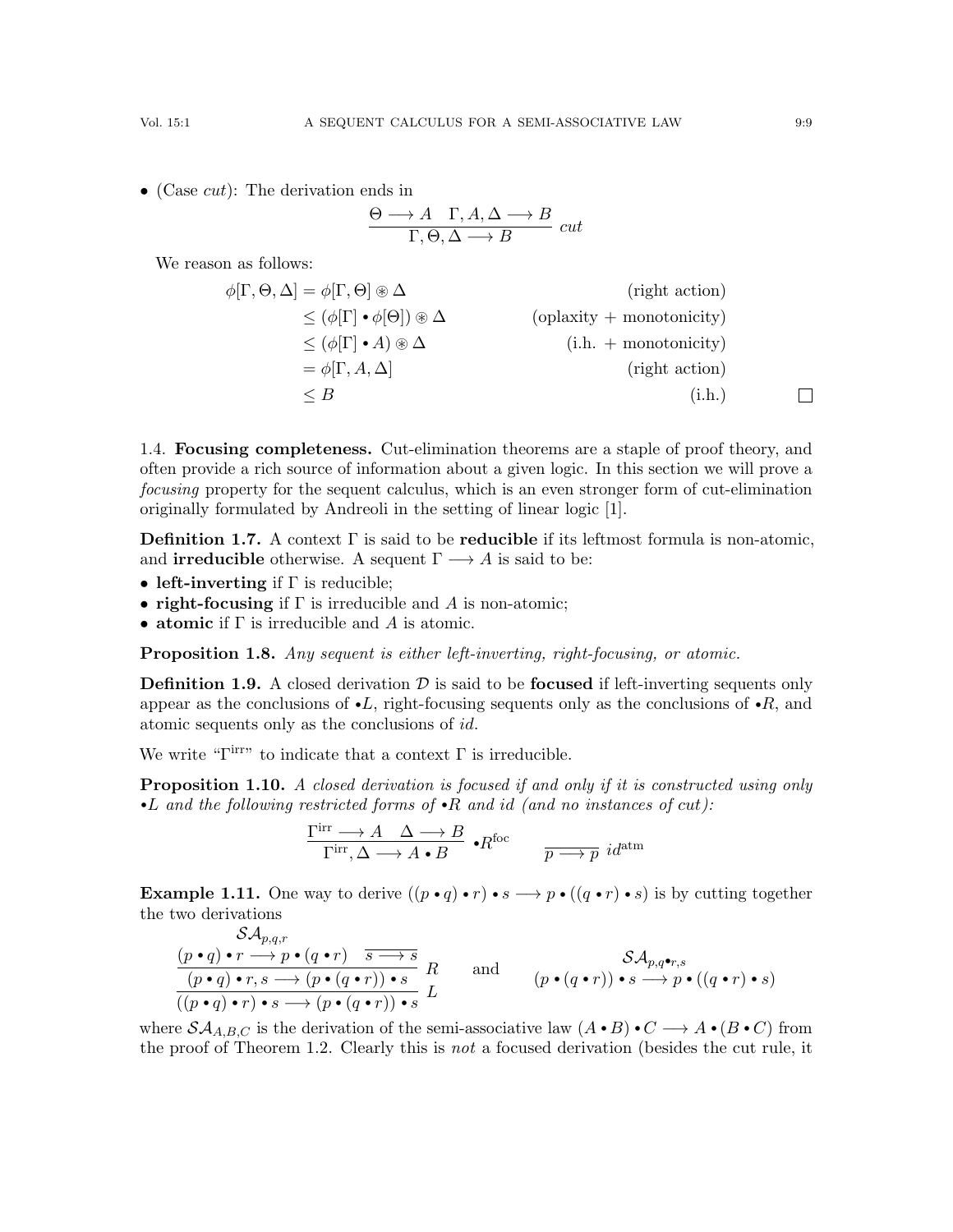- (Case *cut*): The derivation ends in

$$\frac{\Theta \longrightarrow A \quad \Gamma, A, \Delta \longrightarrow B}{\Gamma, \Theta, \Delta \longrightarrow B}\ cut$$

We reason as follows:

$$\begin{aligned}
\phi[\Gamma,\Theta,\Delta] &= \phi[\Gamma,\Theta] \circledast \Delta && \text{(right action)}\\
&\le (\phi[\Gamma] \bullet \phi[\Theta]) \circledast \Delta && \text{(oplaxity + monotonicity)}\\
&\le (\phi[\Gamma] \bullet A) \circledast \Delta && \text{(i.h. + monotonicity)}\\
&= \phi[\Gamma, A, \Delta] && \text{(right action)}\\
&\le B && \text{(i.h.)}
\end{aligned}$$

□

## 1.4. Focusing completeness.

Cut-elimination theorems are a staple of proof theory, and often provide a rich source of information about a given logic. In this section we will prove a *focusing* property for the sequent calculus, which is an even stronger form of cut-elimination originally formulated by Andreoli in the setting of linear logic [1].

**Definition 1.7.** A context $\Gamma$ is said to be **reducible** if its leftmost formula is non-atomic, and **irreducible** otherwise. A sequent $\Gamma \longrightarrow A$ is said to be:

- **left-inverting** if $\Gamma$ is reducible;
- **right-focusing** if $\Gamma$ is irreducible and $A$ is non-atomic;
- **atomic** if $\Gamma$ is irreducible and $A$ is atomic.

**Proposition 1.8.** *Any sequent is either left-inverting, right-focusing, or atomic.*

**Definition 1.9.** A closed derivation $\mathcal{D}$ is said to be **focused** if left-inverting sequents only appear as the conclusions of $\bullet L$, right-focusing sequents only as the conclusions of $\bullet R$, and atomic sequents only as the conclusions of *id*.

We write "$\Gamma^{\text{irr}}$" to indicate that a context $\Gamma$ is irreducible.

**Proposition 1.10.** *A closed derivation is focused if and only if it is constructed using only $\bullet L$ and the following restricted forms of $\bullet R$ and id (and no instances of cut):*

$$\frac{\Gamma^{\text{irr}} \longrightarrow A \quad \Delta \longrightarrow B}{\Gamma^{\text{irr}}, \Delta \longrightarrow A \bullet B}\ \bullet R^{\text{foc}} \qquad \frac{}{p \longrightarrow p}\ id^{\text{atm}}$$

**Example 1.11.** One way to derive $((p \bullet q) \bullet r) \bullet s \longrightarrow p \bullet ((q \bullet r) \bullet s)$ is by cutting together the two derivations

$$\dfrac{\dfrac{\overset{\mathcal{SA}_{p,q,r}}{(p \bullet q) \bullet r \longrightarrow p \bullet (q \bullet r)} \quad \dfrac{}{s \longrightarrow s}}{(p \bullet q) \bullet r, s \longrightarrow (p \bullet (q \bullet r)) \bullet s}\ R}{((p \bullet q) \bullet r) \bullet s \longrightarrow (p \bullet (q \bullet r)) \bullet s}\ L \qquad \text{and} \qquad \overset{\mathcal{SA}_{p,q\bullet r,s}}{(p \bullet (q \bullet r)) \bullet s \longrightarrow p \bullet ((q \bullet r) \bullet s)}$$

where $\mathcal{SA}_{A,B,C}$ is the derivation of the semi-associative law $(A \bullet B) \bullet C \longrightarrow A \bullet (B \bullet C)$ from the proof of Theorem 1.2. Clearly this is *not* a focused derivation (besides the cut rule, it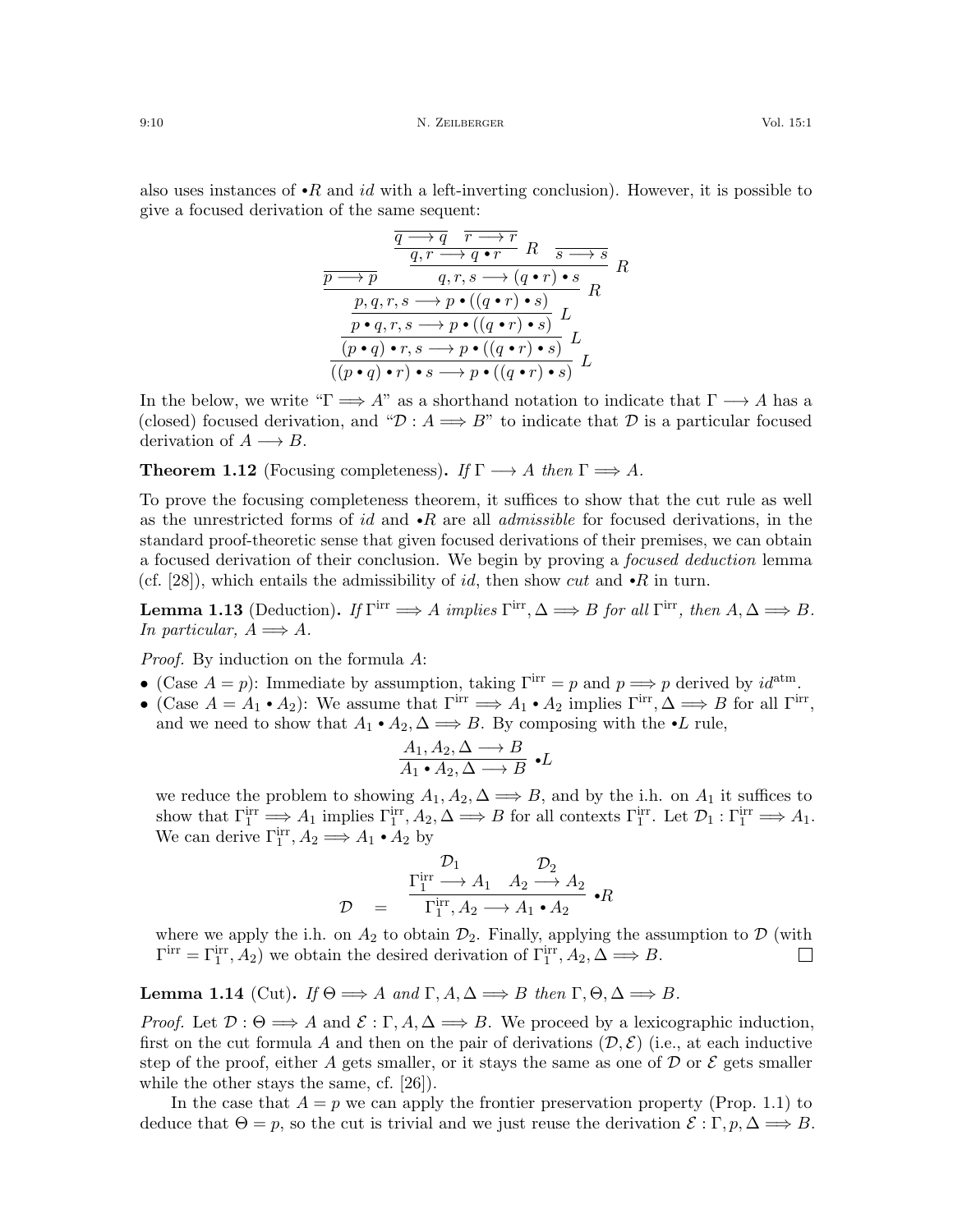also uses instances of $\bullet R$ and $id$ with a left-inverting conclusion). However, it is possible to give a focused derivation of the same sequent:

$$
\dfrac{\dfrac{\dfrac{\overline{p \longrightarrow p} \quad \dfrac{\dfrac{\overline{q \longrightarrow q} \quad \overline{r \longrightarrow r}}{q, r \longrightarrow q \bullet r}\ R \quad \overline{s \longrightarrow s}}{q, r, s \longrightarrow (q \bullet r) \bullet s}\ R}{p, q, r, s \longrightarrow p \bullet ((q \bullet r) \bullet s)}\ R}{\dfrac{p \bullet q, r, s \longrightarrow p \bullet ((q \bullet r) \bullet s)}{(p \bullet q) \bullet r, s \longrightarrow p \bullet ((q \bullet r) \bullet s)}\ L}\ L}{((p \bullet q) \bullet r) \bullet s \longrightarrow p \bullet ((q \bullet r) \bullet s)}\ L
$$

In the below, we write "$\Gamma \Longrightarrow A$" as a shorthand notation to indicate that $\Gamma \longrightarrow A$ has a (closed) focused derivation, and "$\mathcal{D} : A \Longrightarrow B$" to indicate that $\mathcal{D}$ is a particular focused derivation of $A \longrightarrow B$.

**Theorem 1.12** (Focusing completeness)**.** *If $\Gamma \longrightarrow A$ then $\Gamma \Longrightarrow A$.*

To prove the focusing completeness theorem, it suffices to show that the cut rule as well as the unrestricted forms of $id$ and $\bullet R$ are all *admissible* for focused derivations, in the standard proof-theoretic sense that given focused derivations of their premises, we can obtain a focused derivation of their conclusion. We begin by proving a *focused deduction* lemma (cf. [28]), which entails the admissibility of $id$, then show $cut$ and $\bullet R$ in turn.

**Lemma 1.13** (Deduction)**.** *If $\Gamma^{\mathrm{irr}} \Longrightarrow A$ implies $\Gamma^{\mathrm{irr}}, \Delta \Longrightarrow B$ for all $\Gamma^{\mathrm{irr}}$, then $A, \Delta \Longrightarrow B$. In particular, $A \Longrightarrow A$.*

*Proof.* By induction on the formula $A$:

- (Case $A = p$): Immediate by assumption, taking $\Gamma^{\mathrm{irr}} = p$ and $p \Longrightarrow p$ derived by $id^{\mathrm{atm}}$.
- (Case $A = A_1 \bullet A_2$): We assume that $\Gamma^{\mathrm{irr}} \Longrightarrow A_1 \bullet A_2$ implies $\Gamma^{\mathrm{irr}}, \Delta \Longrightarrow B$ for all $\Gamma^{\mathrm{irr}}$, and we need to show that $A_1 \bullet A_2, \Delta \Longrightarrow B$. By composing with the $\bullet L$ rule,

$$
\dfrac{A_1, A_2, \Delta \longrightarrow B}{A_1 \bullet A_2, \Delta \longrightarrow B}\ \bullet L
$$

  we reduce the problem to showing $A_1, A_2, \Delta \Longrightarrow B$, and by the i.h. on $A_1$ it suffices to show that $\Gamma_1^{\mathrm{irr}} \Longrightarrow A_1$ implies $\Gamma_1^{\mathrm{irr}}, A_2, \Delta \Longrightarrow B$ for all contexts $\Gamma_1^{\mathrm{irr}}$. Let $\mathcal{D}_1 : \Gamma_1^{\mathrm{irr}} \Longrightarrow A_1$. We can derive $\Gamma_1^{\mathrm{irr}}, A_2 \Longrightarrow A_1 \bullet A_2$ by

$$
\mathcal{D} \quad = \quad \dfrac{\begin{matrix}\mathcal{D}_1 \\ \Gamma_1^{\mathrm{irr}} \longrightarrow A_1\end{matrix} \quad \begin{matrix}\mathcal{D}_2 \\ A_2 \longrightarrow A_2\end{matrix}}{\Gamma_1^{\mathrm{irr}}, A_2 \longrightarrow A_1 \bullet A_2}\ \bullet R
$$

  where we apply the i.h. on $A_2$ to obtain $\mathcal{D}_2$. Finally, applying the assumption to $\mathcal{D}$ (with $\Gamma^{\mathrm{irr}} = \Gamma_1^{\mathrm{irr}}, A_2$) we obtain the desired derivation of $\Gamma_1^{\mathrm{irr}}, A_2, \Delta \Longrightarrow B$. ☐

**Lemma 1.14** (Cut)**.** *If $\Theta \Longrightarrow A$ and $\Gamma, A, \Delta \Longrightarrow B$ then $\Gamma, \Theta, \Delta \Longrightarrow B$.*

*Proof.* Let $\mathcal{D} : \Theta \Longrightarrow A$ and $\mathcal{E} : \Gamma, A, \Delta \Longrightarrow B$. We proceed by a lexicographic induction, first on the cut formula $A$ and then on the pair of derivations $(\mathcal{D}, \mathcal{E})$ (i.e., at each inductive step of the proof, either $A$ gets smaller, or it stays the same as one of $\mathcal{D}$ or $\mathcal{E}$ gets smaller while the other stays the same, cf. [26]).

In the case that $A = p$ we can apply the frontier preservation property (Prop. 1.1) to deduce that $\Theta = p$, so the cut is trivial and we just reuse the derivation $\mathcal{E} : \Gamma, p, \Delta \Longrightarrow B$.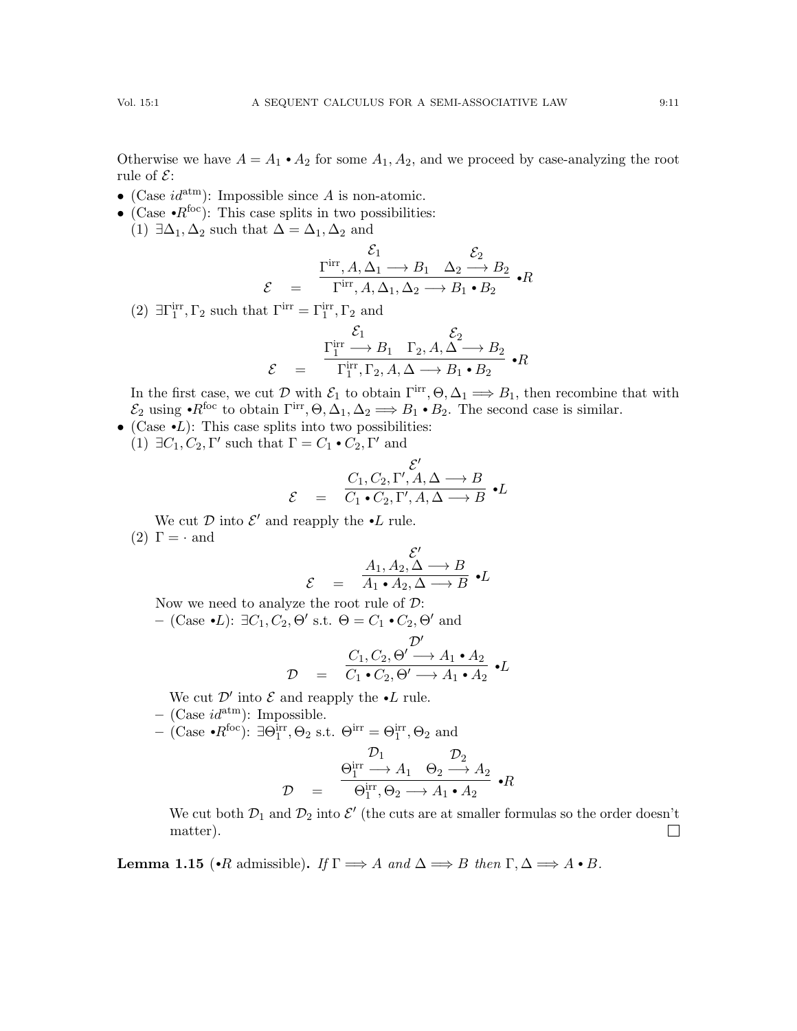Otherwise we have $A = A_1 \bullet A_2$ for some $A_1, A_2$, and we proceed by case-analyzing the root rule of $\mathcal{E}$:

- (Case $id^{\text{atm}}$): Impossible since $A$ is non-atomic.
- (Case $\bullet R^{\text{foc}}$): This case splits in two possibilities:
  1. $\exists \Delta_1, \Delta_2$ such that $\Delta = \Delta_1, \Delta_2$ and

$$\mathcal{E} \quad = \quad \dfrac{\overset{\mathcal{E}_1}{\Gamma^{\text{irr}}, A, \Delta_1 \longrightarrow B_1} \quad \overset{\mathcal{E}_2}{\Delta_2 \longrightarrow B_2}}{\Gamma^{\text{irr}}, A, \Delta_1, \Delta_2 \longrightarrow B_1 \bullet B_2} \bullet R$$

  2. $\exists \Gamma_1^{\text{irr}}, \Gamma_2$ such that $\Gamma^{\text{irr}} = \Gamma_1^{\text{irr}}, \Gamma_2$ and

$$\mathcal{E} \quad = \quad \dfrac{\overset{\mathcal{E}_1}{\Gamma_1^{\text{irr}} \longrightarrow B_1} \quad \overset{\mathcal{E}_2}{\Gamma_2, A, \Delta \longrightarrow B_2}}{\Gamma_1^{\text{irr}}, \Gamma_2, A, \Delta \longrightarrow B_1 \bullet B_2} \bullet R$$

  In the first case, we cut $\mathcal{D}$ with $\mathcal{E}_1$ to obtain $\Gamma^{\text{irr}}, \Theta, \Delta_1 \Longrightarrow B_1$, then recombine that with $\mathcal{E}_2$ using $\bullet R^{\text{foc}}$ to obtain $\Gamma^{\text{irr}}, \Theta, \Delta_1, \Delta_2 \Longrightarrow B_1 \bullet B_2$. The second case is similar.
- (Case $\bullet L$): This case splits into two possibilities:
  1. $\exists C_1, C_2, \Gamma'$ such that $\Gamma = C_1 \bullet C_2, \Gamma'$ and

$$\mathcal{E} \quad = \quad \dfrac{\overset{\mathcal{E}'}{C_1, C_2, \Gamma', A, \Delta \longrightarrow B}}{C_1 \bullet C_2, \Gamma', A, \Delta \longrightarrow B} \bullet L$$

  We cut $\mathcal{D}$ into $\mathcal{E}'$ and reapply the $\bullet L$ rule.

  2. $\Gamma = \cdot$ and

$$\mathcal{E} \quad = \quad \dfrac{\overset{\mathcal{E}'}{A_1, A_2, \Delta \longrightarrow B}}{A_1 \bullet A_2, \Delta \longrightarrow B} \bullet L$$

  Now we need to analyze the root rule of $\mathcal{D}$:
  - (Case $\bullet L$): $\exists C_1, C_2, \Theta'$ s.t. $\Theta = C_1 \bullet C_2, \Theta'$ and

$$\mathcal{D} \quad = \quad \dfrac{\overset{\mathcal{D}'}{C_1, C_2, \Theta' \longrightarrow A_1 \bullet A_2}}{C_1 \bullet C_2, \Theta' \longrightarrow A_1 \bullet A_2} \bullet L$$

    We cut $\mathcal{D}'$ into $\mathcal{E}$ and reapply the $\bullet L$ rule.
  - (Case $id^{\text{atm}}$): Impossible.
  - (Case $\bullet R^{\text{foc}}$): $\exists \Theta_1^{\text{irr}}, \Theta_2$ s.t. $\Theta^{\text{irr}} = \Theta_1^{\text{irr}}, \Theta_2$ and

$$\mathcal{D} \quad = \quad \dfrac{\overset{\mathcal{D}_1}{\Theta_1^{\text{irr}} \longrightarrow A_1} \quad \overset{\mathcal{D}_2}{\Theta_2 \longrightarrow A_2}}{\Theta_1^{\text{irr}}, \Theta_2 \longrightarrow A_1 \bullet A_2} \bullet R$$

    We cut both $\mathcal{D}_1$ and $\mathcal{D}_2$ into $\mathcal{E}'$ (the cuts are at smaller formulas so the order doesn't matter). □

**Lemma 1.15** ($\bullet R$ admissible)**.** *If* $\Gamma \Longrightarrow A$ *and* $\Delta \Longrightarrow B$ *then* $\Gamma, \Delta \Longrightarrow A \bullet B$.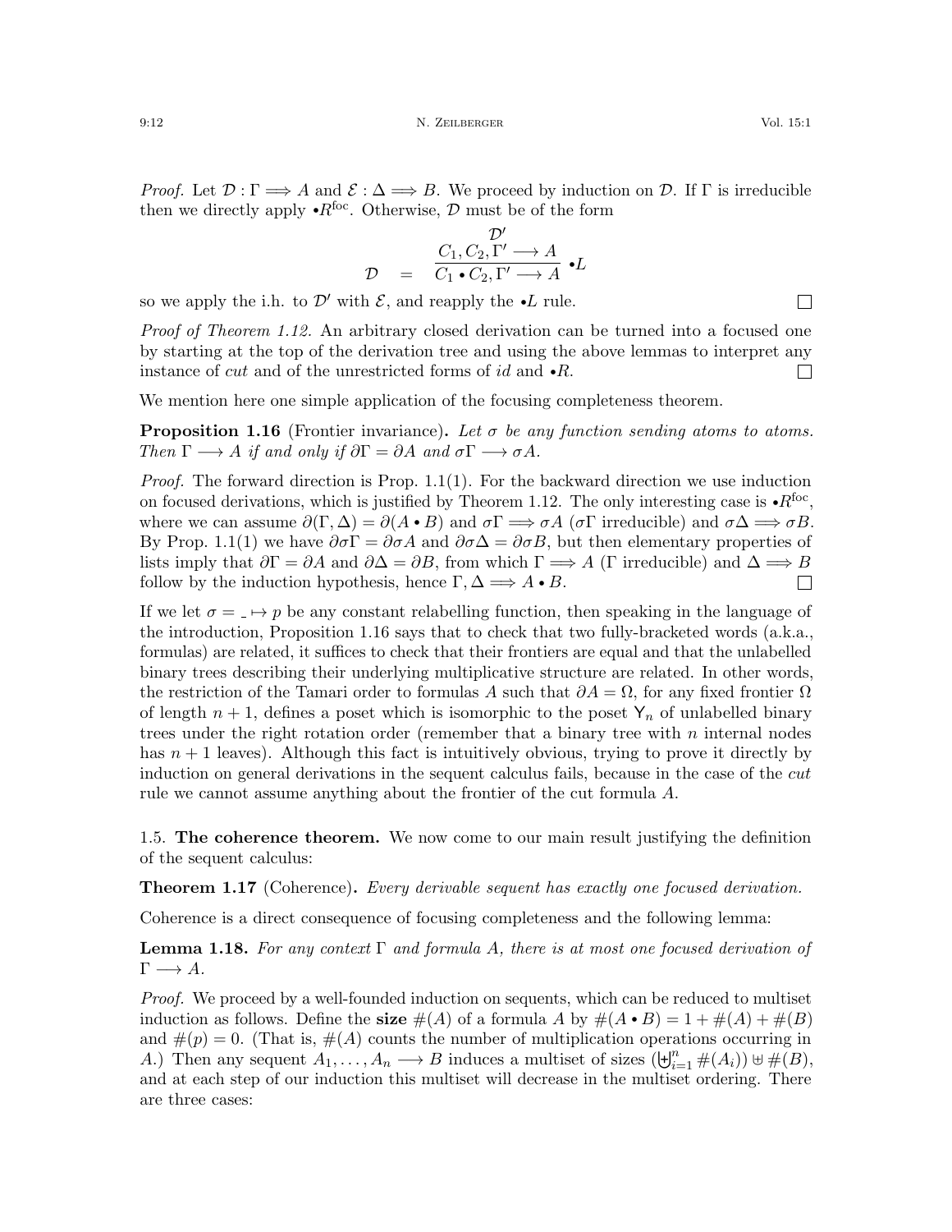*Proof.* Let $\mathcal{D} : \Gamma \Longrightarrow A$ and $\mathcal{E} : \Delta \Longrightarrow B$. We proceed by induction on $\mathcal{D}$. If $\Gamma$ is irreducible then we directly apply $\bullet R^{\text{foc}}$. Otherwise, $\mathcal{D}$ must be of the form

$$\mathcal{D} \quad = \quad \dfrac{\begin{matrix}\mathcal{D}' \\ C_1, C_2, \Gamma' \longrightarrow A\end{matrix}}{C_1 \bullet C_2, \Gamma' \longrightarrow A} \bullet L$$

so we apply the i.h. to $\mathcal{D}'$ with $\mathcal{E}$, and reapply the $\bullet L$ rule. ☐

*Proof of Theorem 1.12.* An arbitrary closed derivation can be turned into a focused one by starting at the top of the derivation tree and using the above lemmas to interpret any instance of *cut* and of the unrestricted forms of *id* and $\bullet R$. ☐

We mention here one simple application of the focusing completeness theorem.

**Proposition 1.16** (Frontier invariance)**.** *Let $\sigma$ be any function sending atoms to atoms. Then $\Gamma \longrightarrow A$ if and only if $\partial\Gamma = \partial A$ and $\sigma\Gamma \longrightarrow \sigma A$.*

*Proof.* The forward direction is Prop. 1.1(1). For the backward direction we use induction on focused derivations, which is justified by Theorem 1.12. The only interesting case is $\bullet R^{\text{foc}}$, where we can assume $\partial(\Gamma, \Delta) = \partial(A \bullet B)$ and $\sigma\Gamma \Longrightarrow \sigma A$ ($\sigma\Gamma$ irreducible) and $\sigma\Delta \Longrightarrow \sigma B$. By Prop. 1.1(1) we have $\partial\sigma\Gamma = \partial\sigma A$ and $\partial\sigma\Delta = \partial\sigma B$, but then elementary properties of lists imply that $\partial\Gamma = \partial A$ and $\partial\Delta = \partial B$, from which $\Gamma \Longrightarrow A$ ($\Gamma$ irreducible) and $\Delta \Longrightarrow B$ follow by the induction hypothesis, hence $\Gamma, \Delta \Longrightarrow A \bullet B$. ☐

If we let $\sigma = \_ \mapsto p$ be any constant relabelling function, then speaking in the language of the introduction, Proposition 1.16 says that to check that two fully-bracketed words (a.k.a., formulas) are related, it suffices to check that their frontiers are equal and that the unlabelled binary trees describing their underlying multiplicative structure are related. In other words, the restriction of the Tamari order to formulas $A$ such that $\partial A = \Omega$, for any fixed frontier $\Omega$ of length $n+1$, defines a poset which is isomorphic to the poset $\mathsf{Y}_n$ of unlabelled binary trees under the right rotation order (remember that a binary tree with $n$ internal nodes has $n+1$ leaves). Although this fact is intuitively obvious, trying to prove it directly by induction on general derivations in the sequent calculus fails, because in the case of the *cut* rule we cannot assume anything about the frontier of the cut formula $A$.

## 1.5. The coherence theorem.

We now come to our main result justifying the definition of the sequent calculus:

**Theorem 1.17** (Coherence)**.** *Every derivable sequent has exactly one focused derivation.*

Coherence is a direct consequence of focusing completeness and the following lemma:

**Lemma 1.18.** *For any context $\Gamma$ and formula $A$, there is at most one focused derivation of $\Gamma \longrightarrow A$.*

*Proof.* We proceed by a well-founded induction on sequents, which can be reduced to multiset induction as follows. Define the **size** $\#(A)$ of a formula $A$ by $\#(A \bullet B) = 1 + \#(A) + \#(B)$ and $\#(p) = 0$. (That is, $\#(A)$ counts the number of multiplication operations occurring in $A$.) Then any sequent $A_1, \dots, A_n \longrightarrow B$ induces a multiset of sizes $(\biguplus_{i=1}^{n} \#(A_i)) \uplus \#(B)$, and at each step of our induction this multiset will decrease in the multiset ordering. There are three cases: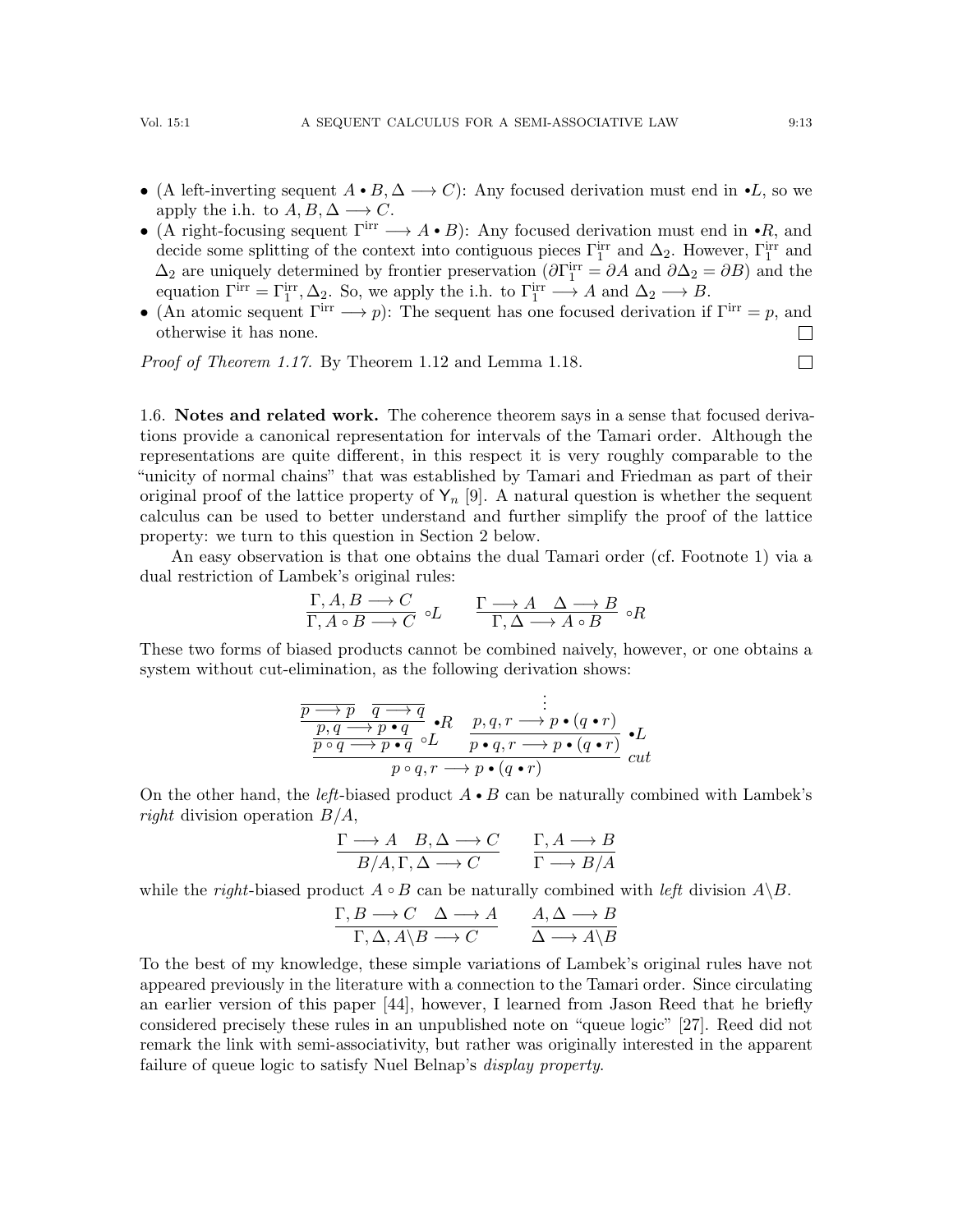- (A left-inverting sequent $A \bullet B, \Delta \longrightarrow C$): Any focused derivation must end in $\bullet L$, so we apply the i.h. to $A, B, \Delta \longrightarrow C$.
- (A right-focusing sequent $\Gamma^{\text{irr}} \longrightarrow A \bullet B$): Any focused derivation must end in $\bullet R$, and decide some splitting of the context into contiguous pieces $\Gamma_1^{\text{irr}}$ and $\Delta_2$. However, $\Gamma_1^{\text{irr}}$ and $\Delta_2$ are uniquely determined by frontier preservation ($\partial\Gamma_1^{\text{irr}} = \partial A$ and $\partial\Delta_2 = \partial B$) and the equation $\Gamma^{\text{irr}} = \Gamma_1^{\text{irr}}, \Delta_2$. So, we apply the i.h. to $\Gamma_1^{\text{irr}} \longrightarrow A$ and $\Delta_2 \longrightarrow B$.
- (An atomic sequent $\Gamma^{\text{irr}} \longrightarrow p$): The sequent has one focused derivation if $\Gamma^{\text{irr}} = p$, and otherwise it has none. □

*Proof of Theorem 1.17.* By Theorem 1.12 and Lemma 1.18. □

### 1.6. Notes and related work.

The coherence theorem says in a sense that focused derivations provide a canonical representation for intervals of the Tamari order. Although the representations are quite different, in this respect it is very roughly comparable to the "unicity of normal chains" that was established by Tamari and Friedman as part of their original proof of the lattice property of $\mathsf{Y}_n$ [9]. A natural question is whether the sequent calculus can be used to better understand and further simplify the proof of the lattice property: we turn to this question in Section 2 below.

An easy observation is that one obtains the dual Tamari order (cf. Footnote 1) via a dual restriction of Lambek's original rules:

$$\frac{\Gamma, A, B \longrightarrow C}{\Gamma, A \circ B \longrightarrow C}\ \circ L \qquad \frac{\Gamma \longrightarrow A \quad \Delta \longrightarrow B}{\Gamma, \Delta \longrightarrow A \circ B}\ \circ R$$

These two forms of biased products cannot be combined naively, however, or one obtains a system without cut-elimination, as the following derivation shows:

$$\dfrac{\dfrac{\dfrac{\overline{p \longrightarrow p} \quad \overline{q \longrightarrow q}}{p, q \longrightarrow p \bullet q}\ \bullet R}{p \circ q \longrightarrow p \bullet q}\ \circ L \qquad \dfrac{\dfrac{\vdots}{p, q, r \longrightarrow p \bullet (q \bullet r)}}{p \bullet q, r \longrightarrow p \bullet (q \bullet r)}\ \bullet L}{p \circ q, r \longrightarrow p \bullet (q \bullet r)}\ cut$$

On the other hand, the *left*-biased product $A \bullet B$ can be naturally combined with Lambek's *right* division operation $B/A$,

$$\frac{\Gamma \longrightarrow A \quad B, \Delta \longrightarrow C}{B/A, \Gamma, \Delta \longrightarrow C} \qquad \frac{\Gamma, A \longrightarrow B}{\Gamma \longrightarrow B/A}$$

while the *right*-biased product $A \circ B$ can be naturally combined with *left* division $A\backslash B$.

$$\frac{\Gamma, B \longrightarrow C \quad \Delta \longrightarrow A}{\Gamma, \Delta, A\backslash B \longrightarrow C} \qquad \frac{A, \Delta \longrightarrow B}{\Delta \longrightarrow A\backslash B}$$

To the best of my knowledge, these simple variations of Lambek's original rules have not appeared previously in the literature with a connection to the Tamari order. Since circulating an earlier version of this paper [44], however, I learned from Jason Reed that he briefly considered precisely these rules in an unpublished note on "queue logic" [27]. Reed did not remark the link with semi-associativity, but rather was originally interested in the apparent failure of queue logic to satisfy Nuel Belnap's *display property*.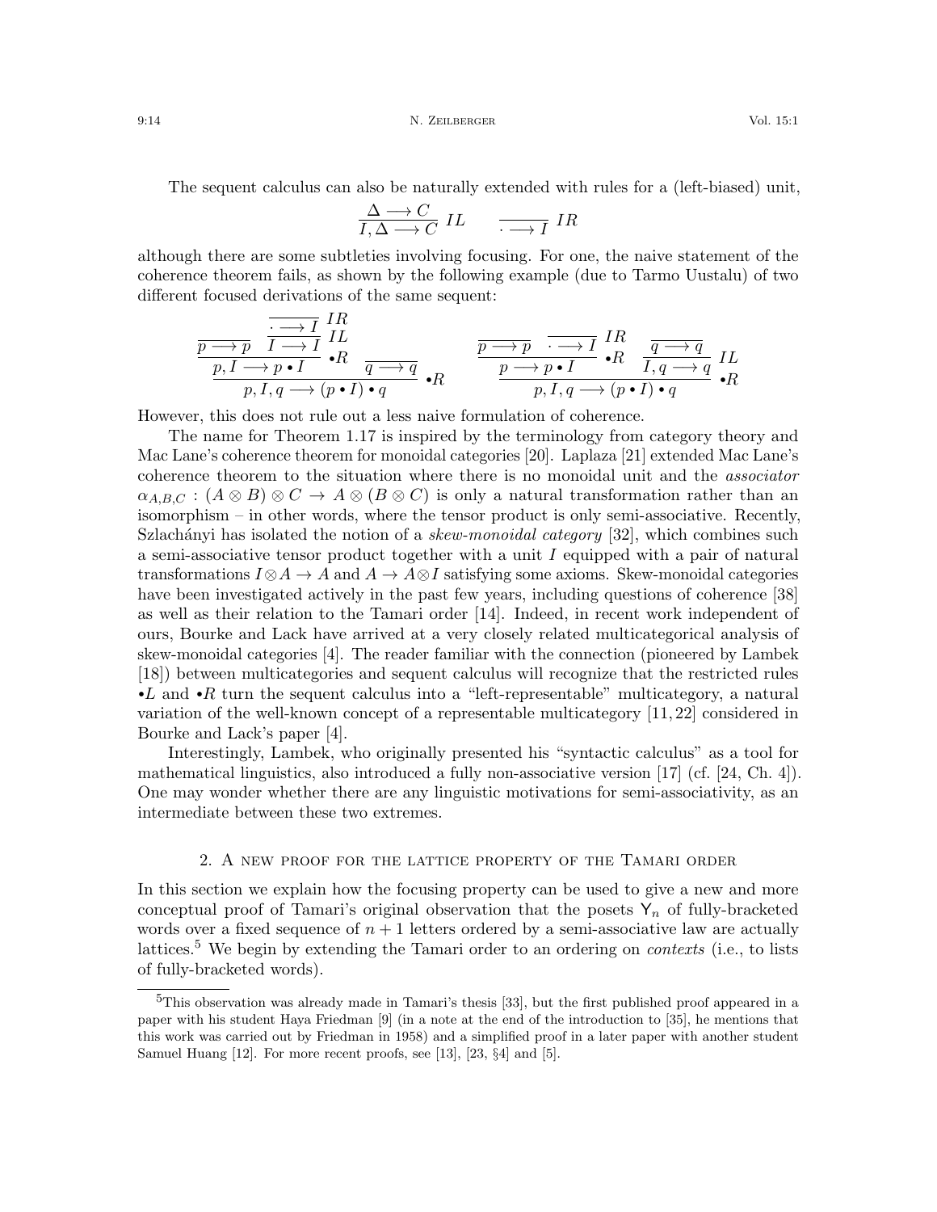The sequent calculus can also be naturally extended with rules for a (left-biased) unit,

$$\frac{\Delta \longrightarrow C}{I, \Delta \longrightarrow C}\ IL \qquad \frac{}{\cdot \longrightarrow I}\ IR$$

although there are some subtleties involving focusing. For one, the naive statement of the coherence theorem fails, as shown by the following example (due to Tarmo Uustalu) of two different focused derivations of the same sequent:

$$\dfrac{\dfrac{\overline{p \longrightarrow p} \quad \dfrac{\overline{\cdot \longrightarrow I}\ IR}{I \longrightarrow I}\ IL}{p, I \longrightarrow p \bullet I}\ \bullet R \quad \overline{q \longrightarrow q}}{p, I, q \longrightarrow (p \bullet I) \bullet q}\ \bullet R \qquad \dfrac{\dfrac{\overline{p \longrightarrow p} \quad \overline{\cdot \longrightarrow I}\ IR}{p \longrightarrow p \bullet I}\ \bullet R \quad \dfrac{\overline{q \longrightarrow q}}{I, q \longrightarrow q}\ IL}{p, I, q \longrightarrow (p \bullet I) \bullet q}\ \bullet R$$

However, this does not rule out a less naive formulation of coherence.

The name for Theorem 1.17 is inspired by the terminology from category theory and Mac Lane's coherence theorem for monoidal categories [20]. Laplaza [21] extended Mac Lane's coherence theorem to the situation where there is no monoidal unit and the *associator* $\alpha_{A,B,C} : (A \otimes B) \otimes C \to A \otimes (B \otimes C)$ is only a natural transformation rather than an isomorphism – in other words, where the tensor product is only semi-associative. Recently, Szlachányi has isolated the notion of a *skew-monoidal category* [32], which combines such a semi-associative tensor product together with a unit $I$ equipped with a pair of natural transformations $I \otimes A \to A$ and $A \to A \otimes I$ satisfying some axioms. Skew-monoidal categories have been investigated actively in the past few years, including questions of coherence [38] as well as their relation to the Tamari order [14]. Indeed, in recent work independent of ours, Bourke and Lack have arrived at a very closely related multicategorical analysis of skew-monoidal categories [4]. The reader familiar with the connection (pioneered by Lambek [18]) between multicategories and sequent calculus will recognize that the restricted rules $\bullet L$ and $\bullet R$ turn the sequent calculus into a "left-representable" multicategory, a natural variation of the well-known concept of a representable multicategory [11, 22] considered in Bourke and Lack's paper [4].

Interestingly, Lambek, who originally presented his "syntactic calculus" as a tool for mathematical linguistics, also introduced a fully non-associative version [17] (cf. [24, Ch. 4]). One may wonder whether there are any linguistic motivations for semi-associativity, as an intermediate between these two extremes.

## 2. A new proof for the lattice property of the Tamari order

In this section we explain how the focusing property can be used to give a new and more conceptual proof of Tamari's original observation that the posets $\mathsf{Y}_n$ of fully-bracketed words over a fixed sequence of $n+1$ letters ordered by a semi-associative law are actually lattices.[5] We begin by extending the Tamari order to an ordering on *contexts* (i.e., to lists of fully-bracketed words).

[5] This observation was already made in Tamari's thesis [33], but the first published proof appeared in a paper with his student Haya Friedman [9] (in a note at the end of the introduction to [35], he mentions that this work was carried out by Friedman in 1958) and a simplified proof in a later paper with another student Samuel Huang [12]. For more recent proofs, see [13], [23, §4] and [5].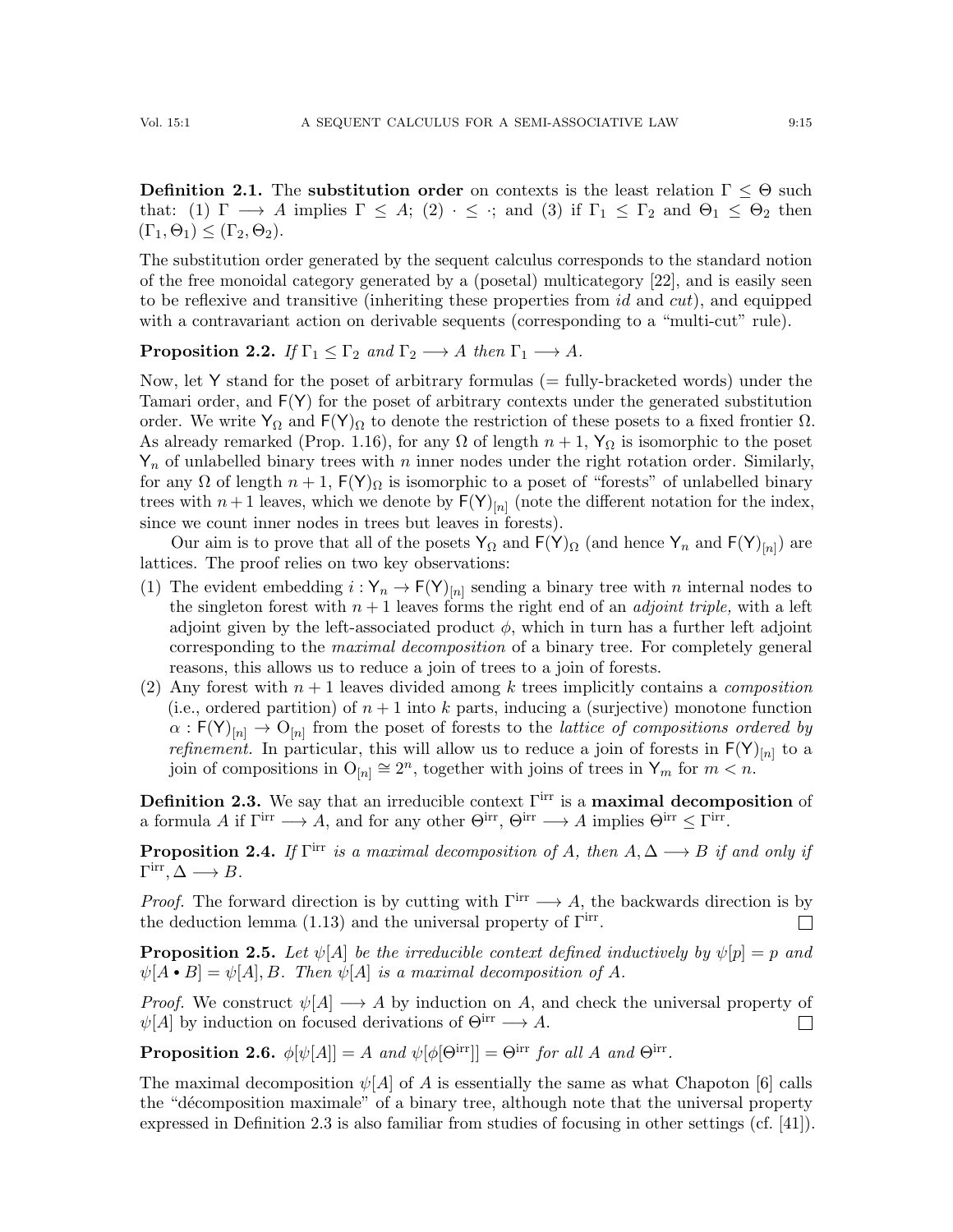**Definition 2.1.** The **substitution order** on contexts is the least relation $\Gamma \leq \Theta$ such that: (1) $\Gamma \longrightarrow A$ implies $\Gamma \leq A$; (2) $\cdot \leq \cdot$; and (3) if $\Gamma_1 \leq \Gamma_2$ and $\Theta_1 \leq \Theta_2$ then $(\Gamma_1, \Theta_1) \leq (\Gamma_2, \Theta_2)$.

The substitution order generated by the sequent calculus corresponds to the standard notion of the free monoidal category generated by a (posetal) multicategory [22], and is easily seen to be reflexive and transitive (inheriting these properties from *id* and *cut*), and equipped with a contravariant action on derivable sequents (corresponding to a "multi-cut" rule).

**Proposition 2.2.** *If* $\Gamma_1 \leq \Gamma_2$ *and* $\Gamma_2 \longrightarrow A$ *then* $\Gamma_1 \longrightarrow A$.

Now, let $\mathsf{Y}$ stand for the poset of arbitrary formulas (= fully-bracketed words) under the Tamari order, and $\mathsf{F}(\mathsf{Y})$ for the poset of arbitrary contexts under the generated substitution order. We write $\mathsf{Y}_\Omega$ and $\mathsf{F}(\mathsf{Y})_\Omega$ to denote the restriction of these posets to a fixed frontier $\Omega$. As already remarked (Prop. 1.16), for any $\Omega$ of length $n+1$, $\mathsf{Y}_\Omega$ is isomorphic to the poset $\mathsf{Y}_n$ of unlabelled binary trees with $n$ inner nodes under the right rotation order. Similarly, for any $\Omega$ of length $n+1$, $\mathsf{F}(\mathsf{Y})_\Omega$ is isomorphic to a poset of "forests" of unlabelled binary trees with $n+1$ leaves, which we denote by $\mathsf{F}(\mathsf{Y})_{[n]}$ (note the different notation for the index, since we count inner nodes in trees but leaves in forests).

Our aim is to prove that all of the posets $\mathsf{Y}_\Omega$ and $\mathsf{F}(\mathsf{Y})_\Omega$ (and hence $\mathsf{Y}_n$ and $\mathsf{F}(\mathsf{Y})_{[n]}$) are lattices. The proof relies on two key observations:

(1) The evident embedding $i : \mathsf{Y}_n \to \mathsf{F}(\mathsf{Y})_{[n]}$ sending a binary tree with $n$ internal nodes to the singleton forest with $n+1$ leaves forms the right end of an *adjoint triple,* with a left adjoint given by the left-associated product $\phi$, which in turn has a further left adjoint corresponding to the *maximal decomposition* of a binary tree. For completely general reasons, this allows us to reduce a join of trees to a join of forests.
(2) Any forest with $n+1$ leaves divided among $k$ trees implicitly contains a *composition* (i.e., ordered partition) of $n+1$ into $k$ parts, inducing a (surjective) monotone function $\alpha : \mathsf{F}(\mathsf{Y})_{[n]} \to \mathsf{O}_{[n]}$ from the poset of forests to the *lattice of compositions ordered by refinement.* In particular, this will allow us to reduce a join of forests in $\mathsf{F}(\mathsf{Y})_{[n]}$ to a join of compositions in $\mathsf{O}_{[n]} \cong 2^n$, together with joins of trees in $\mathsf{Y}_m$ for $m < n$.

**Definition 2.3.** We say that an irreducible context $\Gamma^{\mathrm{irr}}$ is a **maximal decomposition** of a formula $A$ if $\Gamma^{\mathrm{irr}} \longrightarrow A$, and for any other $\Theta^{\mathrm{irr}}$, $\Theta^{\mathrm{irr}} \longrightarrow A$ implies $\Theta^{\mathrm{irr}} \leq \Gamma^{\mathrm{irr}}$.

**Proposition 2.4.** *If* $\Gamma^{\mathrm{irr}}$ *is a maximal decomposition of* $A$*, then* $A, \Delta \longrightarrow B$ *if and only if* $\Gamma^{\mathrm{irr}}, \Delta \longrightarrow B$.

*Proof.* The forward direction is by cutting with $\Gamma^{\mathrm{irr}} \longrightarrow A$, the backwards direction is by the deduction lemma (1.13) and the universal property of $\Gamma^{\mathrm{irr}}$. ∎

**Proposition 2.5.** *Let* $\psi[A]$ *be the irreducible context defined inductively by* $\psi[p] = p$ *and* $\psi[A \bullet B] = \psi[A], B$*. Then* $\psi[A]$ *is a maximal decomposition of* $A$.

*Proof.* We construct $\psi[A] \longrightarrow A$ by induction on $A$, and check the universal property of $\psi[A]$ by induction on focused derivations of $\Theta^{\mathrm{irr}} \longrightarrow A$. ∎

**Proposition 2.6.** $\phi[\psi[A]] = A$ *and* $\psi[\phi[\Theta^{\mathrm{irr}}]] = \Theta^{\mathrm{irr}}$ *for all* $A$ *and* $\Theta^{\mathrm{irr}}$.

The maximal decomposition $\psi[A]$ of $A$ is essentially the same as what Chapoton [6] calls the "décomposition maximale" of a binary tree, although note that the universal property expressed in Definition 2.3 is also familiar from studies of focusing in other settings (cf. [41]).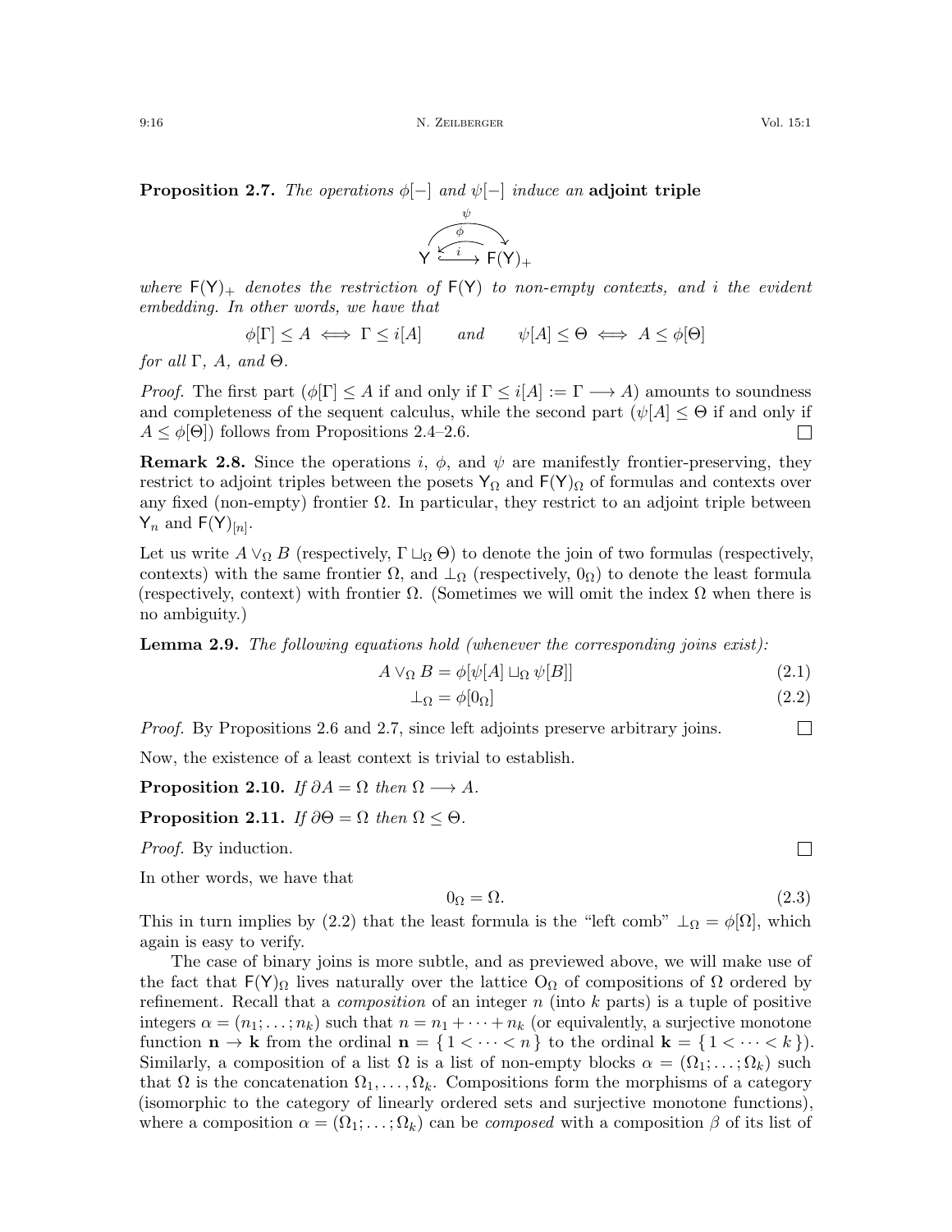**Proposition 2.7.** *The operations $\phi[-]$ and $\psi[-]$ induce an* **adjoint triple**

$$\mathsf{Y} \underset{\;i\;}{\overset{\overset{\psi}{\longrightarrow}}{\underset{\phi}{\longleftarrow}}} \mathsf{F}(\mathsf{Y})_+$$

*where $\mathsf{F}(\mathsf{Y})_+$ denotes the restriction of $\mathsf{F}(\mathsf{Y})$ to non-empty contexts, and $i$ the evident embedding. In other words, we have that*

$$\phi[\Gamma] \leq A \iff \Gamma \leq i[A] \qquad \text{and} \qquad \psi[A] \leq \Theta \iff A \leq \phi[\Theta]$$

*for all $\Gamma$, $A$, and $\Theta$.*

*Proof.* The first part ($\phi[\Gamma] \leq A$ if and only if $\Gamma \leq i[A] := \Gamma \longrightarrow A$) amounts to soundness and completeness of the sequent calculus, while the second part ($\psi[A] \leq \Theta$ if and only if $A \leq \phi[\Theta]$) follows from Propositions 2.4–2.6. □

**Remark 2.8.** Since the operations $i$, $\phi$, and $\psi$ are manifestly frontier-preserving, they restrict to adjoint triples between the posets $\mathsf{Y}_\Omega$ and $\mathsf{F}(\mathsf{Y})_\Omega$ of formulas and contexts over any fixed (non-empty) frontier $\Omega$. In particular, they restrict to an adjoint triple between $\mathsf{Y}_n$ and $\mathsf{F}(\mathsf{Y})_{[n]}$.

Let us write $A \vee_\Omega B$ (respectively, $\Gamma \sqcup_\Omega \Theta$) to denote the join of two formulas (respectively, contexts) with the same frontier $\Omega$, and $\bot_\Omega$ (respectively, $0_\Omega$) to denote the least formula (respectively, context) with frontier $\Omega$. (Sometimes we will omit the index $\Omega$ when there is no ambiguity.)

**Lemma 2.9.** *The following equations hold (whenever the corresponding joins exist):*

$$A \vee_\Omega B = \phi[\psi[A] \sqcup_\Omega \psi[B]] \tag{2.1}$$

$$\bot_\Omega = \phi[0_\Omega] \tag{2.2}$$

*Proof.* By Propositions 2.6 and 2.7, since left adjoints preserve arbitrary joins. □

Now, the existence of a least context is trivial to establish.

**Proposition 2.10.** *If $\partial A = \Omega$ then $\Omega \longrightarrow A$.*

**Proposition 2.11.** *If $\partial\Theta = \Omega$ then $\Omega \leq \Theta$.*

*Proof.* By induction. □

In other words, we have that

$$0_\Omega = \Omega. \tag{2.3}$$

This in turn implies by (2.2) that the least formula is the "left comb" $\bot_\Omega = \phi[\Omega]$, which again is easy to verify.

The case of binary joins is more subtle, and as previewed above, we will make use of the fact that $\mathsf{F}(\mathsf{Y})_\Omega$ lives naturally over the lattice $\mathsf{O}_\Omega$ of compositions of $\Omega$ ordered by refinement. Recall that a *composition* of an integer $n$ (into $k$ parts) is a tuple of positive integers $\alpha = (n_1; \ldots; n_k)$ such that $n = n_1 + \cdots + n_k$ (or equivalently, a surjective monotone function $\mathbf{n} \to \mathbf{k}$ from the ordinal $\mathbf{n} = \{ 1 < \cdots < n \}$ to the ordinal $\mathbf{k} = \{ 1 < \cdots < k \}$). Similarly, a composition of a list $\Omega$ is a list of non-empty blocks $\alpha = (\Omega_1; \ldots; \Omega_k)$ such that $\Omega$ is the concatenation $\Omega_1, \ldots, \Omega_k$. Compositions form the morphisms of a category (isomorphic to the category of linearly ordered sets and surjective monotone functions), where a composition $\alpha = (\Omega_1; \ldots; \Omega_k)$ can be *composed* with a composition $\beta$ of its list of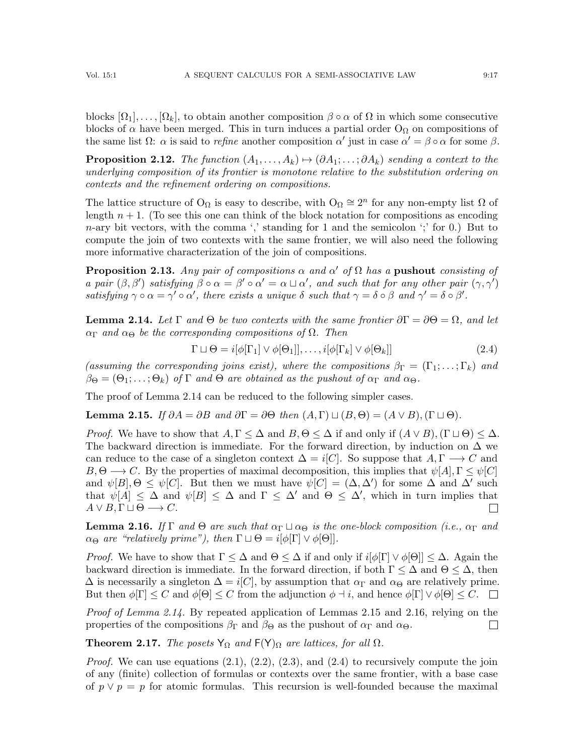blocks $[\Omega_1], \ldots, [\Omega_k]$, to obtain another composition $\beta \circ \alpha$ of $\Omega$ in which some consecutive blocks of $\alpha$ have been merged. This in turn induces a partial order $\mathsf{O}_\Omega$ on compositions of the same list $\Omega$: $\alpha$ is said to *refine* another composition $\alpha'$ just in case $\alpha' = \beta \circ \alpha$ for some $\beta$.

**Proposition 2.12.** *The function $(A_1, \ldots, A_k) \mapsto (\partial A_1; \ldots; \partial A_k)$ sending a context to the underlying composition of its frontier is monotone relative to the substitution ordering on contexts and the refinement ordering on compositions.*

The lattice structure of $\mathsf{O}_\Omega$ is easy to describe, with $\mathsf{O}_\Omega \cong 2^n$ for any non-empty list $\Omega$ of length $n+1$. (To see this one can think of the block notation for compositions as encoding $n$-ary bit vectors, with the comma ',' standing for 1 and the semicolon ';' for 0.) But to compute the join of two contexts with the same frontier, we will also need the following more informative characterization of the join of compositions.

**Proposition 2.13.** *Any pair of compositions $\alpha$ and $\alpha'$ of $\Omega$ has a* **pushout** *consisting of a pair $(\beta, \beta')$ satisfying $\beta \circ \alpha = \beta' \circ \alpha' = \alpha \sqcup \alpha'$, and such that for any other pair $(\gamma, \gamma')$ satisfying $\gamma \circ \alpha = \gamma' \circ \alpha'$, there exists a unique $\delta$ such that $\gamma = \delta \circ \beta$ and $\gamma' = \delta \circ \beta'$.*

**Lemma 2.14.** *Let $\Gamma$ and $\Theta$ be two contexts with the same frontier $\partial\Gamma = \partial\Theta = \Omega$, and let $\alpha_\Gamma$ and $\alpha_\Theta$ be the corresponding compositions of $\Omega$. Then*

$$\Gamma \sqcup \Theta = i[\phi[\Gamma_1] \vee \phi[\Theta_1]], \ldots, i[\phi[\Gamma_k] \vee \phi[\Theta_k]] \tag{2.4}$$

*(assuming the corresponding joins exist), where the compositions $\beta_\Gamma = (\Gamma_1; \ldots; \Gamma_k)$ and $\beta_\Theta = (\Theta_1; \ldots; \Theta_k)$ of $\Gamma$ and $\Theta$ are obtained as the pushout of $\alpha_\Gamma$ and $\alpha_\Theta$.*

The proof of Lemma 2.14 can be reduced to the following simpler cases.

**Lemma 2.15.** *If $\partial A = \partial B$ and $\partial\Gamma = \partial\Theta$ then $(A, \Gamma) \sqcup (B, \Theta) = (A \vee B), (\Gamma \sqcup \Theta)$.*

*Proof.* We have to show that $A, \Gamma \leq \Delta$ and $B, \Theta \leq \Delta$ if and only if $(A \vee B), (\Gamma \sqcup \Theta) \leq \Delta$. The backward direction is immediate. For the forward direction, by induction on $\Delta$ we can reduce to the case of a singleton context $\Delta = i[C]$. So suppose that $A, \Gamma \longrightarrow C$ and $B, \Theta \longrightarrow C$. By the properties of maximal decomposition, this implies that $\psi[A], \Gamma \leq \psi[C]$ and $\psi[B], \Theta \leq \psi[C]$. But then we must have $\psi[C] = (\Delta, \Delta')$ for some $\Delta$ and $\Delta'$ such that $\psi[A] \leq \Delta$ and $\psi[B] \leq \Delta$ and $\Gamma \leq \Delta'$ and $\Theta \leq \Delta'$, which in turn implies that $A \vee B, \Gamma \sqcup \Theta \longrightarrow C$. ∎

**Lemma 2.16.** *If $\Gamma$ and $\Theta$ are such that $\alpha_\Gamma \sqcup \alpha_\Theta$ is the one-block composition (i.e., $\alpha_\Gamma$ and $\alpha_\Theta$ are "relatively prime"), then $\Gamma \sqcup \Theta = i[\phi[\Gamma] \vee \phi[\Theta]]$.*

*Proof.* We have to show that $\Gamma \leq \Delta$ and $\Theta \leq \Delta$ if and only if $i[\phi[\Gamma] \vee \phi[\Theta]] \leq \Delta$. Again the backward direction is immediate. In the forward direction, if both $\Gamma \leq \Delta$ and $\Theta \leq \Delta$, then $\Delta$ is necessarily a singleton $\Delta = i[C]$, by assumption that $\alpha_\Gamma$ and $\alpha_\Theta$ are relatively prime. But then $\phi[\Gamma] \leq C$ and $\phi[\Theta] \leq C$ from the adjunction $\phi \dashv i$, and hence $\phi[\Gamma] \vee \phi[\Theta] \leq C$. ∎

*Proof of Lemma 2.14.* By repeated application of Lemmas 2.15 and 2.16, relying on the properties of the compositions $\beta_\Gamma$ and $\beta_\Theta$ as the pushout of $\alpha_\Gamma$ and $\alpha_\Theta$. ∎

**Theorem 2.17.** *The posets $\mathsf{Y}_\Omega$ and $\mathsf{F}(\mathsf{Y})_\Omega$ are lattices, for all $\Omega$.*

*Proof.* We can use equations (2.1), (2.2), (2.3), and (2.4) to recursively compute the join of any (finite) collection of formulas or contexts over the same frontier, with a base case of $p \vee p = p$ for atomic formulas. This recursion is well-founded because the maximal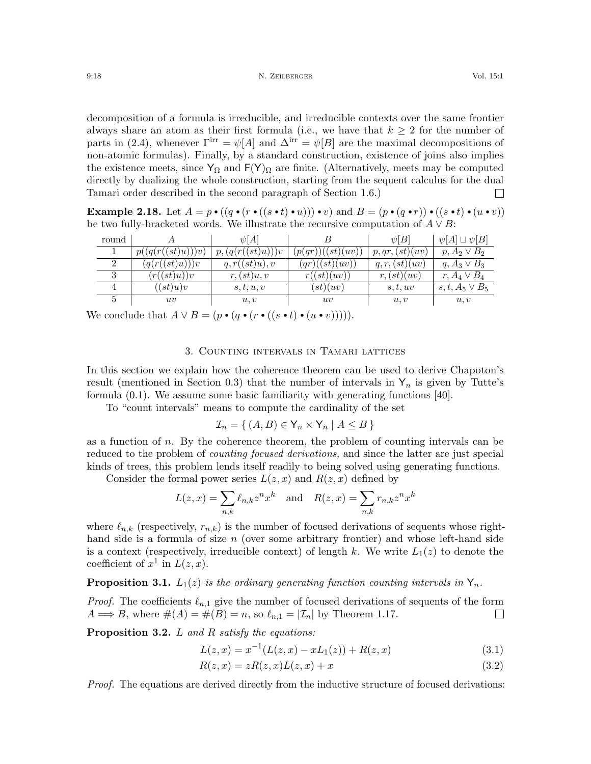decomposition of a formula is irreducible, and irreducible contexts over the same frontier always share an atom as their first formula (i.e., we have that $k \geq 2$ for the number of parts in (2.4), whenever $\Gamma^{\text{irr}} = \psi[A]$ and $\Delta^{\text{irr}} = \psi[B]$ are the maximal decompositions of non-atomic formulas). Finally, by a standard construction, existence of joins also implies the existence meets, since $\mathsf{Y}_\Omega$ and $\mathsf{F}(\mathsf{Y})_\Omega$ are finite. (Alternatively, meets may be computed directly by dualizing the whole construction, starting from the sequent calculus for the dual Tamari order described in the second paragraph of Section 1.6.) □

**Example 2.18.** Let $A = p \bullet ((q \bullet (r \bullet ((s \bullet t) \bullet u))) \bullet v)$ and $B = (p \bullet (q \bullet r)) \bullet ((s \bullet t) \bullet (u \bullet v))$ be two fully-bracketed words. We illustrate the recursive computation of $A \vee B$:

| round | $A$ | $\psi[A]$ | $B$ | $\psi[B]$ | $\psi[A] \sqcup \psi[B]$ |
|---|---|---|---|---|---|
| 1 | $p((q(r((st)u)))v)$ | $p, (q(r((st)u)))v$ | $(p(qr))((st)(uv))$ | $p, qr, (st)(uv)$ | $p, A_2 \vee B_2$ |
| 2 | $(q(r((st)u)))v$ | $q, r((st)u), v$ | $(qr)((st)(uv))$ | $q, r, (st)(uv)$ | $q, A_3 \vee B_3$ |
| 3 | $(r((st)u))v$ | $r, (st)u, v$ | $r((st)(uv))$ | $r, (st)(uv)$ | $r, A_4 \vee B_4$ |
| 4 | $((st)u)v$ | $s, t, u, v$ | $(st)(uv)$ | $s, t, uv$ | $s, t, A_5 \vee B_5$ |
| 5 | $uv$ | $u, v$ | $uv$ | $u, v$ | $u, v$ |

We conclude that $A \vee B = (p \bullet (q \bullet (r \bullet ((s \bullet t) \bullet (u \bullet v)))))$.

## 3. Counting intervals in Tamari lattices

In this section we explain how the coherence theorem can be used to derive Chapoton's result (mentioned in Section 0.3) that the number of intervals in $\mathsf{Y}_n$ is given by Tutte's formula (0.1). We assume some basic familiarity with generating functions [40].

To "count intervals" means to compute the cardinality of the set

$$\mathcal{I}_n = \{ (A, B) \in \mathsf{Y}_n \times \mathsf{Y}_n \mid A \leq B \}$$

as a function of $n$. By the coherence theorem, the problem of counting intervals can be reduced to the problem of *counting focused derivations,* and since the latter are just special kinds of trees, this problem lends itself readily to being solved using generating functions.

Consider the formal power series $L(z, x)$ and $R(z, x)$ defined by

$$L(z, x) = \sum_{n,k} \ell_{n,k} z^n x^k \quad \text{and} \quad R(z, x) = \sum_{n,k} r_{n,k} z^n x^k$$

where $\ell_{n,k}$ (respectively, $r_{n,k}$) is the number of focused derivations of sequents whose right-hand side is a formula of size $n$ (over some arbitrary frontier) and whose left-hand side is a context (respectively, irreducible context) of length $k$. We write $L_1(z)$ to denote the coefficient of $x^1$ in $L(z, x)$.

**Proposition 3.1.** *$L_1(z)$ is the ordinary generating function counting intervals in $\mathsf{Y}_n$.*

*Proof.* The coefficients $\ell_{n,1}$ give the number of focused derivations of sequents of the form $A \Longrightarrow B$, where $\#(A) = \#(B) = n$, so $\ell_{n,1} = |\mathcal{I}_n|$ by Theorem 1.17. □

**Proposition 3.2.** *$L$ and $R$ satisfy the equations:*

$$L(z, x) = x^{-1}(L(z, x) - xL_1(z)) + R(z, x) \tag{3.1}$$

$$R(z, x) = zR(z, x)L(z, x) + x \tag{3.2}$$

*Proof.* The equations are derived directly from the inductive structure of focused derivations: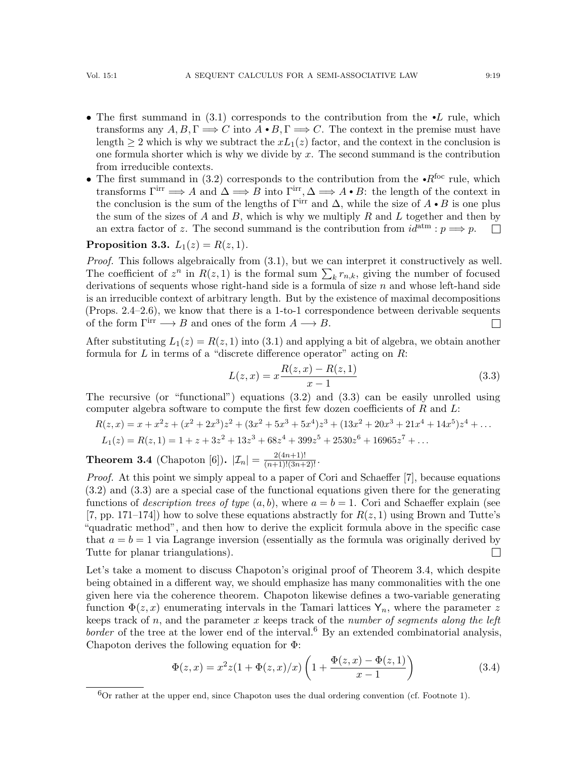- The first summand in (3.1) corresponds to the contribution from the $\bullet L$ rule, which transforms any $A, B, \Gamma \Longrightarrow C$ into $A \bullet B, \Gamma \Longrightarrow C$. The context in the premise must have length $\geq 2$ which is why we subtract the $xL_1(z)$ factor, and the context in the conclusion is one formula shorter which is why we divide by $x$. The second summand is the contribution from irreducible contexts.
- The first summand in (3.2) corresponds to the contribution from the $\bullet R^{\text{foc}}$ rule, which transforms $\Gamma^{\text{irr}} \Longrightarrow A$ and $\Delta \Longrightarrow B$ into $\Gamma^{\text{irr}}, \Delta \Longrightarrow A \bullet B$: the length of the context in the conclusion is the sum of the lengths of $\Gamma^{\text{irr}}$ and $\Delta$, while the size of $A \bullet B$ is one plus the sum of the sizes of $A$ and $B$, which is why we multiply $R$ and $L$ together and then by an extra factor of $z$. The second summand is the contribution from $id^{\text{atm}} : p \Longrightarrow p$. □

**Proposition 3.3.** $L_1(z) = R(z, 1)$.

*Proof.* This follows algebraically from (3.1), but we can interpret it constructively as well. The coefficient of $z^n$ in $R(z, 1)$ is the formal sum $\sum_k r_{n,k}$, giving the number of focused derivations of sequents whose right-hand side is a formula of size $n$ and whose left-hand side is an irreducible context of arbitrary length. But by the existence of maximal decompositions (Props. 2.4–2.6), we know that there is a 1-to-1 correspondence between derivable sequents of the form $\Gamma^{\text{irr}} \longrightarrow B$ and ones of the form $A \longrightarrow B$. □

After substituting $L_1(z) = R(z, 1)$ into (3.1) and applying a bit of algebra, we obtain another formula for $L$ in terms of a "discrete difference operator" acting on $R$:

$$L(z, x) = x\frac{R(z, x) - R(z, 1)}{x - 1} \tag{3.3}$$

The recursive (or "functional") equations (3.2) and (3.3) can be easily unrolled using computer algebra software to compute the first few dozen coefficients of $R$ and $L$:

$$R(z, x) = x + x^2z + (x^2 + 2x^3)z^2 + (3x^2 + 5x^3 + 5x^4)z^3 + (13x^2 + 20x^3 + 21x^4 + 14x^5)z^4 + \ldots$$

$$L_1(z) = R(z, 1) = 1 + z + 3z^2 + 13z^3 + 68z^4 + 399z^5 + 2530z^6 + 16965z^7 + \ldots$$

**Theorem 3.4** (Chapoton [6])**.** $|\mathcal{I}_n| = \frac{2(4n+1)!}{(n+1)!(3n+2)!}$.

*Proof.* At this point we simply appeal to a paper of Cori and Schaeffer [7], because equations (3.2) and (3.3) are a special case of the functional equations given there for the generating functions of *description trees of type* $(a, b)$, where $a = b = 1$. Cori and Schaeffer explain (see [7, pp. 171–174]) how to solve these equations abstractly for $R(z, 1)$ using Brown and Tutte's "quadratic method", and then how to derive the explicit formula above in the specific case that $a = b = 1$ via Lagrange inversion (essentially as the formula was originally derived by Tutte for planar triangulations). □

Let's take a moment to discuss Chapoton's original proof of Theorem 3.4, which despite being obtained in a different way, we should emphasize has many commonalities with the one given here via the coherence theorem. Chapoton likewise defines a two-variable generating function $\Phi(z, x)$ enumerating intervals in the Tamari lattices $\mathsf{Y}_n$, where the parameter $z$ keeps track of $n$, and the parameter $x$ keeps track of the *number of segments along the left border* of the tree at the lower end of the interval.[6] By an extended combinatorial analysis, Chapoton derives the following equation for $\Phi$:

$$\Phi(z, x) = x^2z(1 + \Phi(z, x)/x)\left(1 + \frac{\Phi(z, x) - \Phi(z, 1)}{x - 1}\right) \tag{3.4}$$

[6] Or rather at the upper end, since Chapoton uses the dual ordering convention (cf. Footnote 1).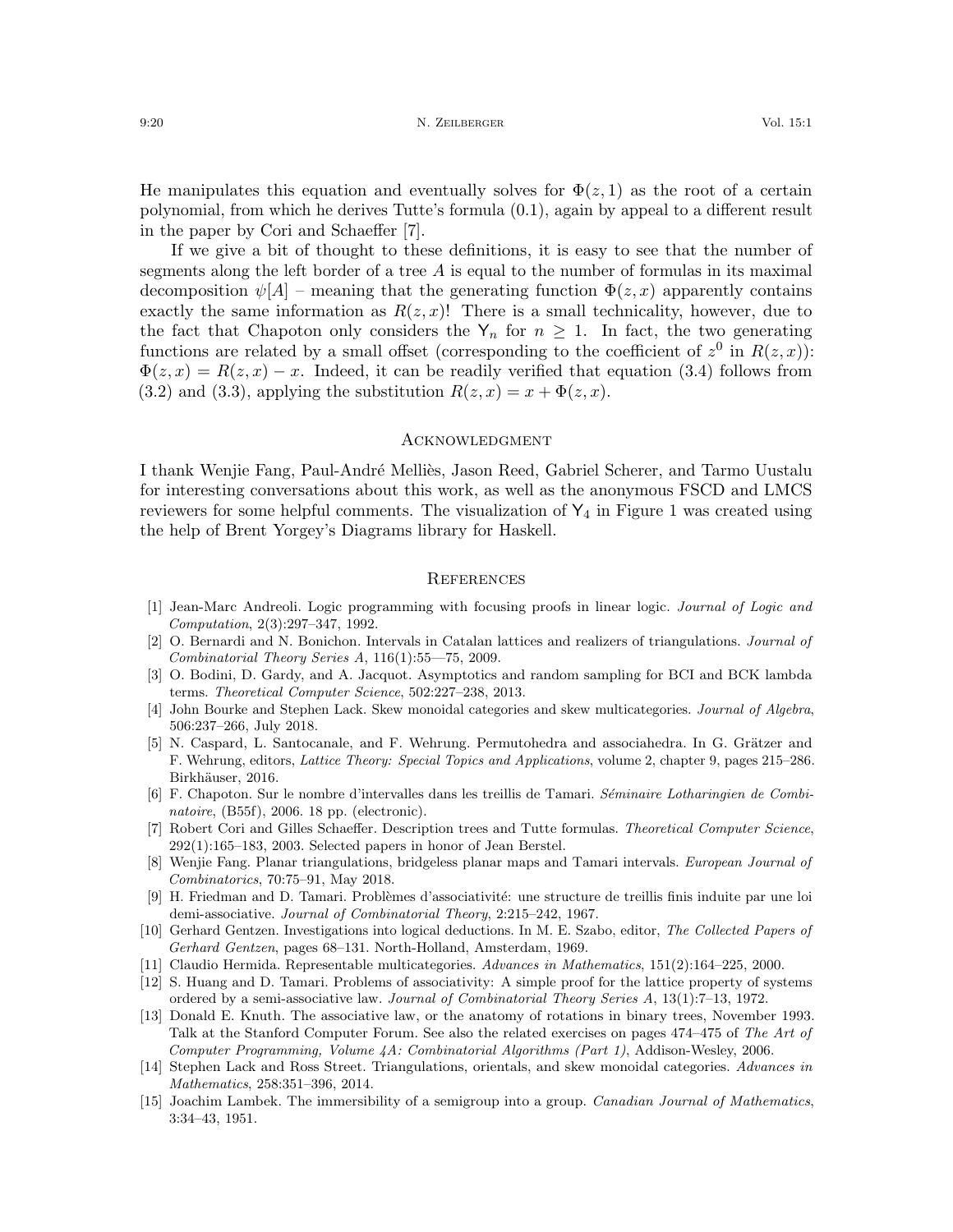He manipulates this equation and eventually solves for $\Phi(z,1)$ as the root of a certain polynomial, from which he derives Tutte's formula (0.1), again by appeal to a different result in the paper by Cori and Schaeffer [7].

If we give a bit of thought to these definitions, it is easy to see that the number of segments along the left border of a tree $A$ is equal to the number of formulas in its maximal decomposition $\psi[A]$ – meaning that the generating function $\Phi(z,x)$ apparently contains exactly the same information as $R(z,x)$! There is a small technicality, however, due to the fact that Chapoton only considers the $\mathsf{Y}_n$ for $n \geq 1$. In fact, the two generating functions are related by a small offset (corresponding to the coefficient of $z^0$ in $R(z,x)$): $\Phi(z,x) = R(z,x) - x$. Indeed, it can be readily verified that equation (3.4) follows from (3.2) and (3.3), applying the substitution $R(z,x) = x + \Phi(z,x)$.

## Acknowledgment

I thank Wenjie Fang, Paul-André Melliès, Jason Reed, Gabriel Scherer, and Tarmo Uustalu for interesting conversations about this work, as well as the anonymous FSCD and LMCS reviewers for some helpful comments. The visualization of $\mathsf{Y}_4$ in Figure 1 was created using the help of Brent Yorgey's Diagrams library for Haskell.

## References

[1] Jean-Marc Andreoli. Logic programming with focusing proofs in linear logic. *Journal of Logic and Computation*, 2(3):297–347, 1992.

[2] O. Bernardi and N. Bonichon. Intervals in Catalan lattices and realizers of triangulations. *Journal of Combinatorial Theory Series A*, 116(1):55—75, 2009.

[3] O. Bodini, D. Gardy, and A. Jacquot. Asymptotics and random sampling for BCI and BCK lambda terms. *Theoretical Computer Science*, 502:227–238, 2013.

[4] John Bourke and Stephen Lack. Skew monoidal categories and skew multicategories. *Journal of Algebra*, 506:237–266, July 2018.

[5] N. Caspard, L. Santocanale, and F. Wehrung. Permutohedra and associahedra. In G. Grätzer and F. Wehrung, editors, *Lattice Theory: Special Topics and Applications*, volume 2, chapter 9, pages 215–286. Birkhäuser, 2016.

[6] F. Chapoton. Sur le nombre d'intervalles dans les treillis de Tamari. *Séminaire Lotharingien de Combinatoire*, (B55f), 2006. 18 pp. (electronic).

[7] Robert Cori and Gilles Schaeffer. Description trees and Tutte formulas. *Theoretical Computer Science*, 292(1):165–183, 2003. Selected papers in honor of Jean Berstel.

[8] Wenjie Fang. Planar triangulations, bridgeless planar maps and Tamari intervals. *European Journal of Combinatorics*, 70:75–91, May 2018.

[9] H. Friedman and D. Tamari. Problèmes d'associativité: une structure de treillis finis induite par une loi demi-associative. *Journal of Combinatorial Theory*, 2:215–242, 1967.

[10] Gerhard Gentzen. Investigations into logical deductions. In M. E. Szabo, editor, *The Collected Papers of Gerhard Gentzen*, pages 68–131. North-Holland, Amsterdam, 1969.

[11] Claudio Hermida. Representable multicategories. *Advances in Mathematics*, 151(2):164–225, 2000.

[12] S. Huang and D. Tamari. Problems of associativity: A simple proof for the lattice property of systems ordered by a semi-associative law. *Journal of Combinatorial Theory Series A*, 13(1):7–13, 1972.

[13] Donald E. Knuth. The associative law, or the anatomy of rotations in binary trees, November 1993. Talk at the Stanford Computer Forum. See also the related exercises on pages 474–475 of *The Art of Computer Programming, Volume 4A: Combinatorial Algorithms (Part 1)*, Addison-Wesley, 2006.

[14] Stephen Lack and Ross Street. Triangulations, orientals, and skew monoidal categories. *Advances in Mathematics*, 258:351–396, 2014.

[15] Joachim Lambek. The immersibility of a semigroup into a group. *Canadian Journal of Mathematics*, 3:34–43, 1951.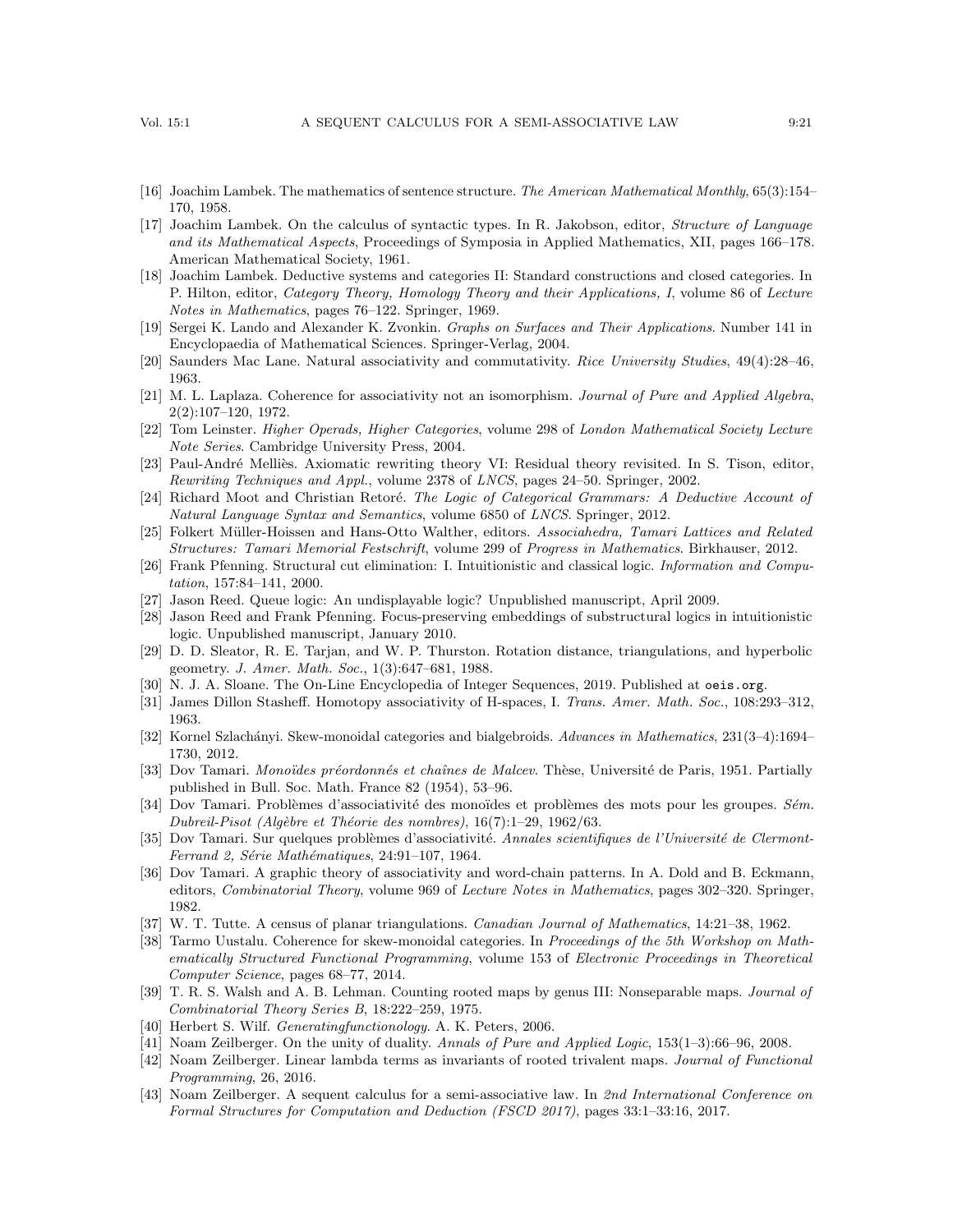[16] Joachim Lambek. The mathematics of sentence structure. *The American Mathematical Monthly*, 65(3):154–170, 1958.

[17] Joachim Lambek. On the calculus of syntactic types. In R. Jakobson, editor, *Structure of Language and its Mathematical Aspects*, Proceedings of Symposia in Applied Mathematics, XII, pages 166–178. American Mathematical Society, 1961.

[18] Joachim Lambek. Deductive systems and categories II: Standard constructions and closed categories. In P. Hilton, editor, *Category Theory, Homology Theory and their Applications, I*, volume 86 of *Lecture Notes in Mathematics*, pages 76–122. Springer, 1969.

[19] Sergei K. Lando and Alexander K. Zvonkin. *Graphs on Surfaces and Their Applications*. Number 141 in Encyclopaedia of Mathematical Sciences. Springer-Verlag, 2004.

[20] Saunders Mac Lane. Natural associativity and commutativity. *Rice University Studies*, 49(4):28–46, 1963.

[21] M. L. Laplaza. Coherence for associativity not an isomorphism. *Journal of Pure and Applied Algebra*, 2(2):107–120, 1972.

[22] Tom Leinster. *Higher Operads, Higher Categories*, volume 298 of *London Mathematical Society Lecture Note Series*. Cambridge University Press, 2004.

[23] Paul-André Melliès. Axiomatic rewriting theory VI: Residual theory revisited. In S. Tison, editor, *Rewriting Techniques and Appl.*, volume 2378 of *LNCS*, pages 24–50. Springer, 2002.

[24] Richard Moot and Christian Retoré. *The Logic of Categorical Grammars: A Deductive Account of Natural Language Syntax and Semantics*, volume 6850 of *LNCS*. Springer, 2012.

[25] Folkert Müller-Hoissen and Hans-Otto Walther, editors. *Associahedra, Tamari Lattices and Related Structures: Tamari Memorial Festschrift*, volume 299 of *Progress in Mathematics*. Birkhauser, 2012.

[26] Frank Pfenning. Structural cut elimination: I. Intuitionistic and classical logic. *Information and Computation*, 157:84–141, 2000.

[27] Jason Reed. Queue logic: An undisplayable logic? Unpublished manuscript, April 2009.

[28] Jason Reed and Frank Pfenning. Focus-preserving embeddings of substructural logics in intuitionistic logic. Unpublished manuscript, January 2010.

[29] D. D. Sleator, R. E. Tarjan, and W. P. Thurston. Rotation distance, triangulations, and hyperbolic geometry. *J. Amer. Math. Soc.*, 1(3):647–681, 1988.

[30] N. J. A. Sloane. The On-Line Encyclopedia of Integer Sequences, 2019. Published at `oeis.org`.

[31] James Dillon Stasheff. Homotopy associativity of H-spaces, I. *Trans. Amer. Math. Soc.*, 108:293–312, 1963.

[32] Kornel Szlachányi. Skew-monoidal categories and bialgebroids. *Advances in Mathematics*, 231(3–4):1694–1730, 2012.

[33] Dov Tamari. *Monoïdes préordonnés et chaînes de Malcev*. Thèse, Université de Paris, 1951. Partially published in Bull. Soc. Math. France 82 (1954), 53–96.

[34] Dov Tamari. Problèmes d'associativité des monoïdes et problèmes des mots pour les groupes. *Sém. Dubreil-Pisot (Algèbre et Théorie des nombres)*, 16(7):1–29, 1962/63.

[35] Dov Tamari. Sur quelques problèmes d'associativité. *Annales scientifiques de l'Université de Clermont-Ferrand 2, Série Mathématiques*, 24:91–107, 1964.

[36] Dov Tamari. A graphic theory of associativity and word-chain patterns. In A. Dold and B. Eckmann, editors, *Combinatorial Theory*, volume 969 of *Lecture Notes in Mathematics*, pages 302–320. Springer, 1982.

[37] W. T. Tutte. A census of planar triangulations. *Canadian Journal of Mathematics*, 14:21–38, 1962.

[38] Tarmo Uustalu. Coherence for skew-monoidal categories. In *Proceedings of the 5th Workshop on Mathematically Structured Functional Programming*, volume 153 of *Electronic Proceedings in Theoretical Computer Science*, pages 68–77, 2014.

[39] T. R. S. Walsh and A. B. Lehman. Counting rooted maps by genus III: Nonseparable maps. *Journal of Combinatorial Theory Series B*, 18:222–259, 1975.

[40] Herbert S. Wilf. *Generatingfunctionology*. A. K. Peters, 2006.

[41] Noam Zeilberger. On the unity of duality. *Annals of Pure and Applied Logic*, 153(1–3):66–96, 2008.

[42] Noam Zeilberger. Linear lambda terms as invariants of rooted trivalent maps. *Journal of Functional Programming*, 26, 2016.

[43] Noam Zeilberger. A sequent calculus for a semi-associative law. In *2nd International Conference on Formal Structures for Computation and Deduction (FSCD 2017)*, pages 33:1–33:16, 2017.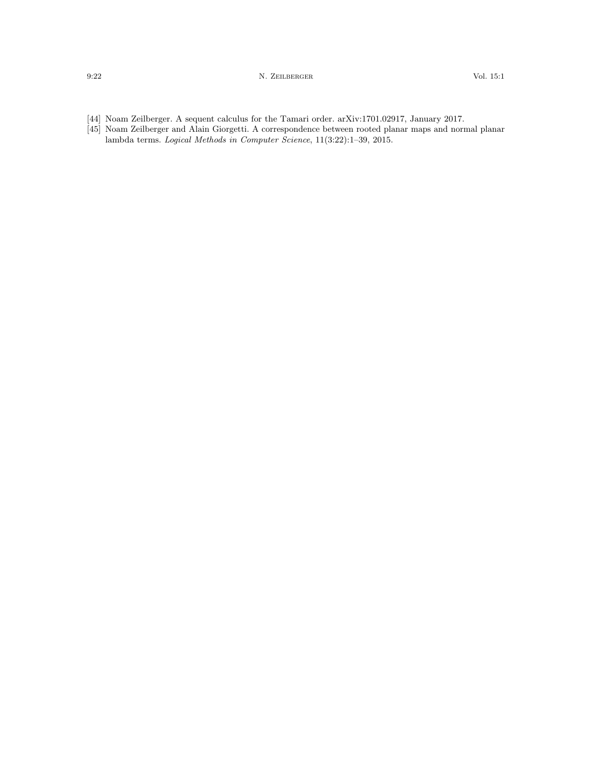[44] Noam Zeilberger. A sequent calculus for the Tamari order. arXiv:1701.02917, January 2017.

[45] Noam Zeilberger and Alain Giorgetti. A correspondence between rooted planar maps and normal planar lambda terms. *Logical Methods in Computer Science*, 11(3:22):1–39, 2015.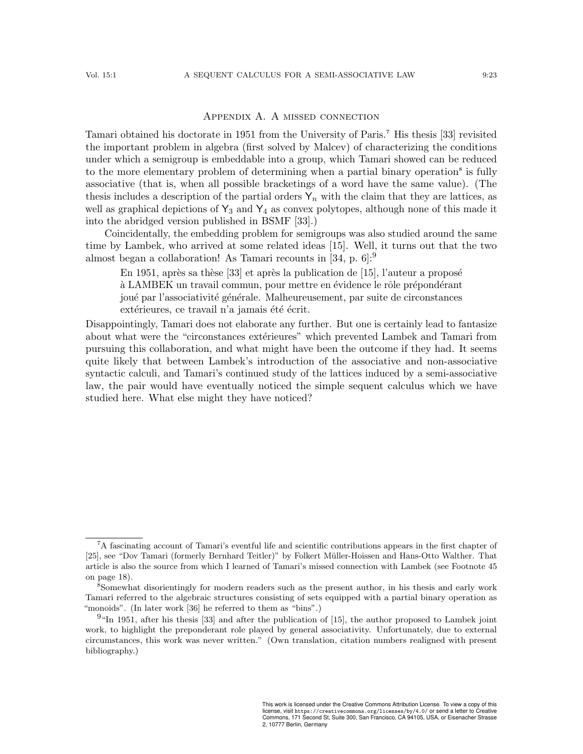## Appendix A. A missed connection

Tamari obtained his doctorate in 1951 from the University of Paris.[7] His thesis [33] revisited the important problem in algebra (first solved by Malcev) of characterizing the conditions under which a semigroup is embeddable into a group, which Tamari showed can be reduced to the more elementary problem of determining when a partial binary operation[8] is fully associative (that is, when all possible bracketings of a word have the same value). (The thesis includes a description of the partial orders $\mathsf{Y}_n$ with the claim that they are lattices, as well as graphical depictions of $\mathsf{Y}_3$ and $\mathsf{Y}_4$ as convex polytopes, although none of this made it into the abridged version published in BSMF [33].)

Coincidentally, the embedding problem for semigroups was also studied around the same time by Lambek, who arrived at some related ideas [15]. Well, it turns out that the two almost began a collaboration! As Tamari recounts in [34, p. 6]:[9]

> En 1951, après sa thèse [33] et après la publication de [15], l'auteur a proposé à LAMBEK un travail commun, pour mettre en évidence le rôle prépondérant joué par l'associativité générale. Malheureusement, par suite de circonstances extérieures, ce travail n'a jamais été écrit.

Disappointingly, Tamari does not elaborate any further. But one is certainly lead to fantasize about what were the "circonstances extérieures" which prevented Lambek and Tamari from pursuing this collaboration, and what might have been the outcome if they had. It seems quite likely that between Lambek's introduction of the associative and non-associative syntactic calculi, and Tamari's continued study of the lattices induced by a semi-associative law, the pair would have eventually noticed the simple sequent calculus which we have studied here. What else might they have noticed?

---

[7] A fascinating account of Tamari's eventful life and scientific contributions appears in the first chapter of [25], see "Dov Tamari (formerly Bernhard Teitler)" by Folkert Müller-Hoissen and Hans-Otto Walther. That article is also the source from which I learned of Tamari's missed connection with Lambek (see Footnote 45 on page 18).

[8] Somewhat disorientingly for modern readers such as the present author, in his thesis and early work Tamari referred to the algebraic structures consisting of sets equipped with a partial binary operation as "monoids". (In later work [36] he referred to them as "bins".)

[9] "In 1951, after his thesis [33] and after the publication of [15], the author proposed to Lambek joint work, to highlight the preponderant role played by general associativity. Unfortunately, due to external circumstances, this work was never written." (Own translation, citation numbers realigned with present bibliography.)

This work is licensed under the Creative Commons Attribution License. To view a copy of this license, visit https://creativecommons.org/licenses/by/4.0/ or send a letter to Creative Commons, 171 Second St, Suite 300, San Francisco, CA 94105, USA, or Eisenacher Strasse 2, 10777 Berlin, Germany